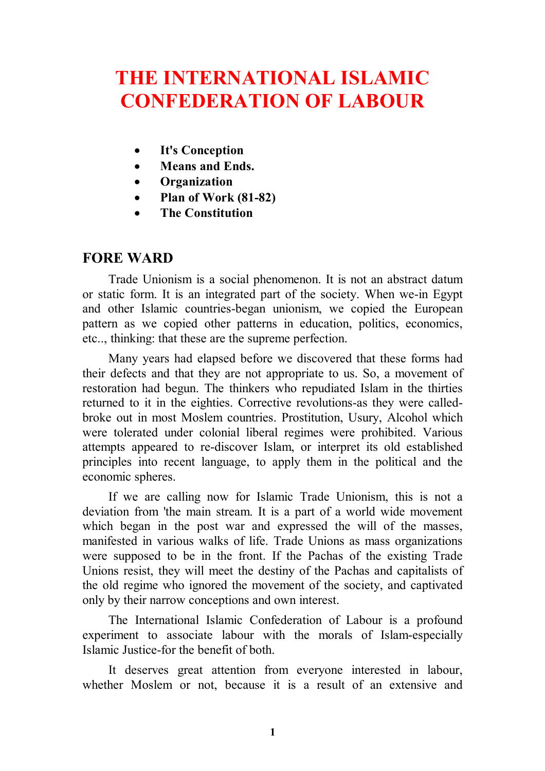# THE INTERNATIONAL ISLAMIC CONFEDERATION OF LABOUR

- **It's Conception**
- **Means and Ends.**
- **Organization**
- **Plan of Work (81-82)**
- **The Constitution**

## FORE WARD

Trade Unionism is a social phenomenon. It is not an abstract datum or static form. It is an integrated part of the society. When we-in Egypt and other Islamic countries-began unionism, we copied the European pattern as we copied other patterns in education, politics, economics, etc.., thinking: that these are the supreme perfection.

Many years had elapsed before we discovered that these forms had their defects and that they are not appropriate to us. So, a movement of restoration had begun. The thinkers who repudiated Islam in the thirties returned to it in the eighties. Corrective revolutions-as they were called-broke out in most Moslem countries. Prostitution, Usury, Alcohol which were tolerated under colonial liberal regimes were prohibited. Various attempts appeared to re-discover Islam, or interpret its old established principles into recent language, to apply them in the political and the economic spheres.

If we are calling now for Islamic Trade Unionism, this is not a deviation from 'the main stream. It is a part of a world wide movement which began in the post war and expressed the will of the masses, manifested in various walks of life. Trade Unions as mass organizations were supposed to be in the front. If the Pachas of the existing Trade Unions resist, they will meet the destiny of the Pachas and capitalists of the old regime who ignored the movement of the society, and captivated only by their narrow conceptions and own interest.

The International Islamic Confederation of Labour is a profound experiment to associate labour with the morals of Islam-especially Islamic Justice-for the benefit of both.

It deserves great attention from everyone interested in labour, whether Moslem or not, because it is a result of an extensive and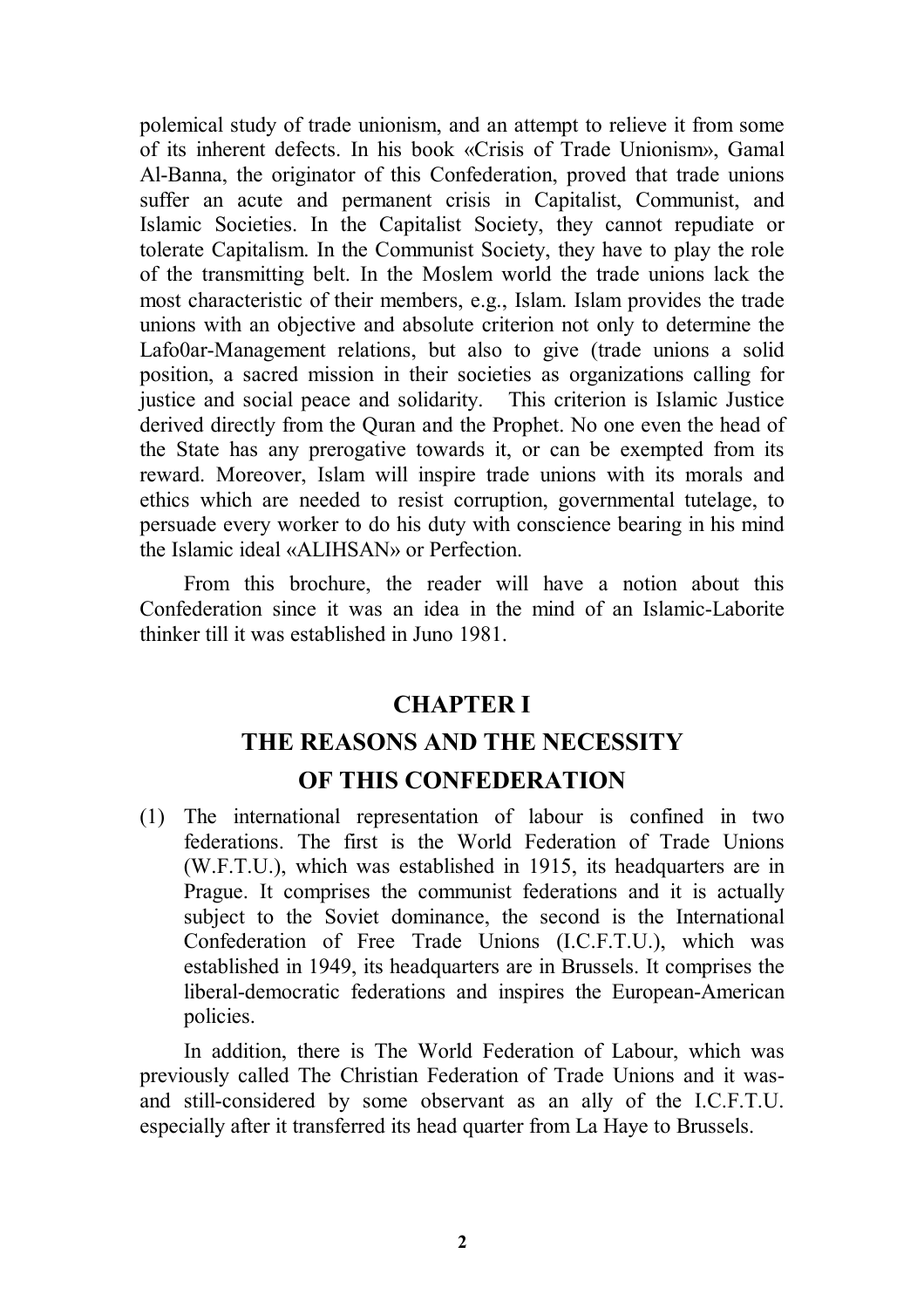polemical study of trade unionism, and an attempt to relieve it from some of its inherent defects. In his book «Crisis of Trade Unionism», Gamal Al-Banna, the originator of this Confederation, proved that trade unions suffer an acute and permanent crisis in Capitalist, Communist, and Islamic Societies. In the Capitalist Society, they cannot repudiate or tolerate Capitalism. In the Communist Society, they have to play the role of the transmitting belt. In the Moslem world the trade unions lack the most characteristic of their members, e.g., Islam. Islam provides the trade unions with an objective and absolute criterion not only to determine the Lafo0ar-Management relations, but also to give (trade unions a solid position, a sacred mission in their societies as organizations calling for justice and social peace and solidarity. This criterion is Islamic Justice derived directly from the Quran and the Prophet. No one even the head of the State has any prerogative towards it, or can be exempted from its reward. Moreover, Islam will inspire trade unions with its morals and ethics which are needed to resist corruption, governmental tutelage, to persuade every worker to do his duty with conscience bearing in his mind the Islamic ideal «ALIHSAN» or Perfection.

From this brochure, the reader will have a notion about this Confederation since it was an idea in the mind of an Islamic-Laborite thinker till it was established in Juno 1981.

## CHAPTER I

## THE REASONS AND THE NECESSITY OF THIS CONFEDERATION

(1) The international representation of labour is confined in two federations. The first is the World Federation of Trade Unions (W.F.T.U.), which was established in 1915, its headquarters are in Prague. It comprises the communist federations and it is actually subject to the Soviet dominance, the second is the International Confederation of Free Trade Unions (I.C.F.T.U.), which was established in 1949, its headquarters are in Brussels. It comprises the liberal-democratic federations and inspires the European-American policies.

In addition, there is The World Federation of Labour, which was previously called The Christian Federation of Trade Unions and it was-and still-considered by some observant as an ally of the I.C.F.T.U. especially after it transferred its head quarter from La Haye to Brussels.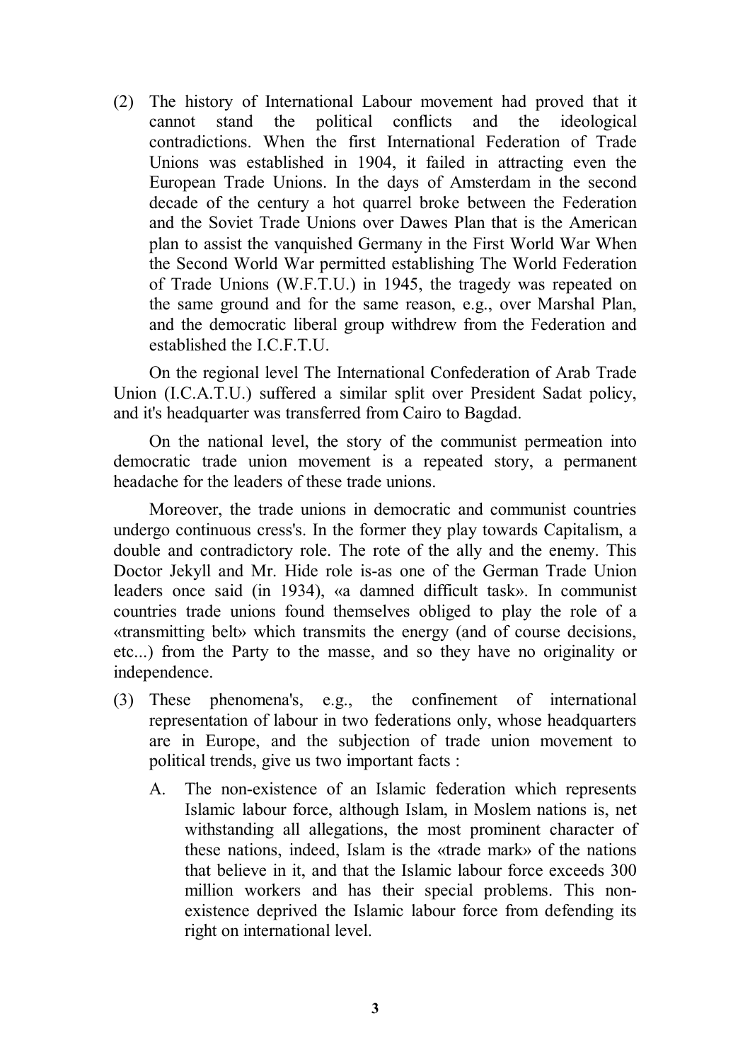(2) The history of International Labour movement had proved that it cannot stand the political conflicts and the ideological contradictions. When the first International Federation of Trade Unions was established in 1904, it failed in attracting even the European Trade Unions. In the days of Amsterdam in the second decade of the century a hot quarrel broke between the Federation and the Soviet Trade Unions over Dawes Plan that is the American plan to assist the vanquished Germany in the First World War When the Second World War permitted establishing The World Federation of Trade Unions (W.F.T.U.) in 1945, the tragedy was repeated on the same ground and for the same reason, e.g., over Marshal Plan, and the democratic liberal group withdrew from the Federation and established the I.C.F.T.U.

On the regional level The International Confederation of Arab Trade Union (I.C.A.T.U.) suffered a similar split over President Sadat policy, and it's headquarter was transferred from Cairo to Bagdad.

On the national level, the story of the communist permeation into democratic trade union movement is a repeated story, a permanent headache for the leaders of these trade unions.

Moreover, the trade unions in democratic and communist countries undergo continuous cress's. In the former they play towards Capitalism, a double and contradictory role. The rote of the ally and the enemy. This Doctor Jekyll and Mr. Hide role is-as one of the German Trade Union leaders once said (in 1934), «a damned difficult task». In communist countries trade unions found themselves obliged to play the role of a «transmitting belt» which transmits the energy (and of course decisions, etc...) from the Party to the masse, and so they have no originality or independence.

(3) These phenomena's, e.g., the confinement of international representation of labour in two federations only, whose headquarters are in Europe, and the subjection of trade union movement to political trends, give us two important facts :

   A. The non-existence of an Islamic federation which represents Islamic labour force, although Islam, in Moslem nations is, net withstanding all allegations, the most prominent character of these nations, indeed, Islam is the «trade mark» of the nations that believe in it, and that the Islamic labour force exceeds 300 million workers and has their special problems. This non-existence deprived the Islamic labour force from defending its right on international level.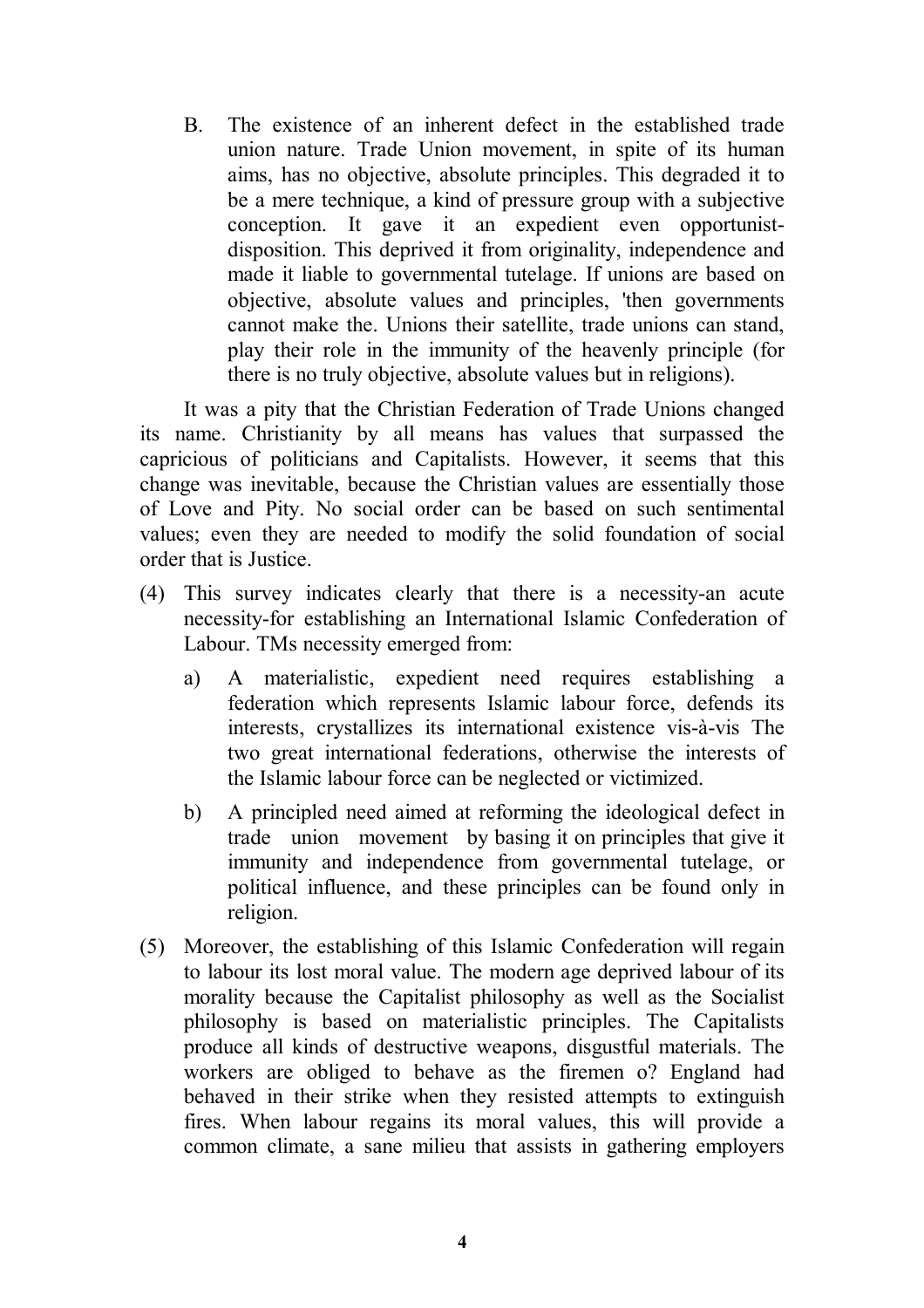B. The existence of an inherent defect in the established trade union nature. Trade Union movement, in spite of its human aims, has no objective, absolute principles. This degraded it to be a mere technique, a kind of pressure group with a subjective conception. It gave it an expedient even opportunist-disposition. This deprived it from originality, independence and made it liable to governmental tutelage. If unions are based on objective, absolute values and principles, 'then governments cannot make the. Unions their satellite, trade unions can stand, play their role in the immunity of the heavenly principle (for there is no truly objective, absolute values but in religions).

It was a pity that the Christian Federation of Trade Unions changed its name. Christianity by all means has values that surpassed the capricious of politicians and Capitalists. However, it seems that this change was inevitable, because the Christian values are essentially those of Love and Pity. No social order can be based on such sentimental values; even they are needed to modify the solid foundation of social order that is Justice.

(4) This survey indicates clearly that there is a necessity-an acute necessity-for establishing an International Islamic Confederation of Labour. TMs necessity emerged from:

   a) A materialistic, expedient need requires establishing a federation which represents Islamic labour force, defends its interests, crystallizes its international existence vis-à-vis The two great international federations, otherwise the interests of the Islamic labour force can be neglected or victimized.

   b) A principled need aimed at reforming the ideological defect in trade union movement by basing it on principles that give it immunity and independence from governmental tutelage, or political influence, and these principles can be found only in religion.

(5) Moreover, the establishing of this Islamic Confederation will regain to labour its lost moral value. The modern age deprived labour of its morality because the Capitalist philosophy as well as the Socialist philosophy is based on materialistic principles. The Capitalists produce all kinds of destructive weapons, disgustful materials. The workers are obliged to behave as the firemen o? England had behaved in their strike when they resisted attempts to extinguish fires. When labour regains its moral values, this will provide a common climate, a sane milieu that assists in gathering employers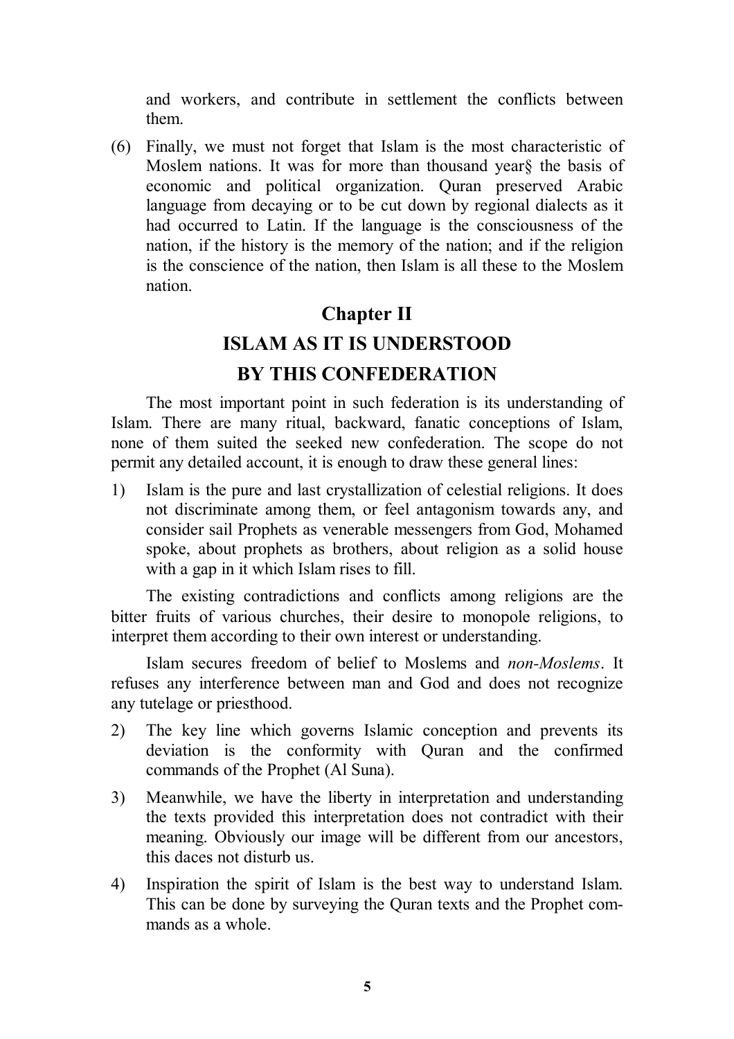and workers, and contribute in settlement the conflicts between them.

(6) Finally, we must not forget that Islam is the most characteristic of Moslem nations. It was for more than thousand year§ the basis of economic and political organization. Quran preserved Arabic language from decaying or to be cut down by regional dialects as it had occurred to Latin. If the language is the consciousness of the nation, if the history is the memory of the nation; and if the religion is the conscience of the nation, then Islam is all these to the Moslem nation.

## Chapter II

## ISLAM AS IT IS UNDERSTOOD BY THIS CONFEDERATION

The most important point in such federation is its understanding of Islam. There are many ritual, backward, fanatic conceptions of Islam, none of them suited the seeked new confederation. The scope do not permit any detailed account, it is enough to draw these general lines:

1) Islam is the pure and last crystallization of celestial religions. It does not discriminate among them, or feel antagonism towards any, and consider sail Prophets as venerable messengers from God, Mohamed spoke, about prophets as brothers, about religion as a solid house with a gap in it which Islam rises to fill.

The existing contradictions and conflicts among religions are the bitter fruits of various churches, their desire to monopole religions, to interpret them according to their own interest or understanding.

Islam secures freedom of belief to Moslems and *non-Moslems*. It refuses any interference between man and God and does not recognize any tutelage or priesthood.

2) The key line which governs Islamic conception and prevents its deviation is the conformity with Quran and the confirmed commands of the Prophet (Al Suna).

3) Meanwhile, we have the liberty in interpretation and understanding the texts provided this interpretation does not contradict with their meaning. Obviously our image will be different from our ancestors, this daces not disturb us.

4) Inspiration the spirit of Islam is the best way to understand Islam. This can be done by surveying the Quran texts and the Prophet commands as a whole.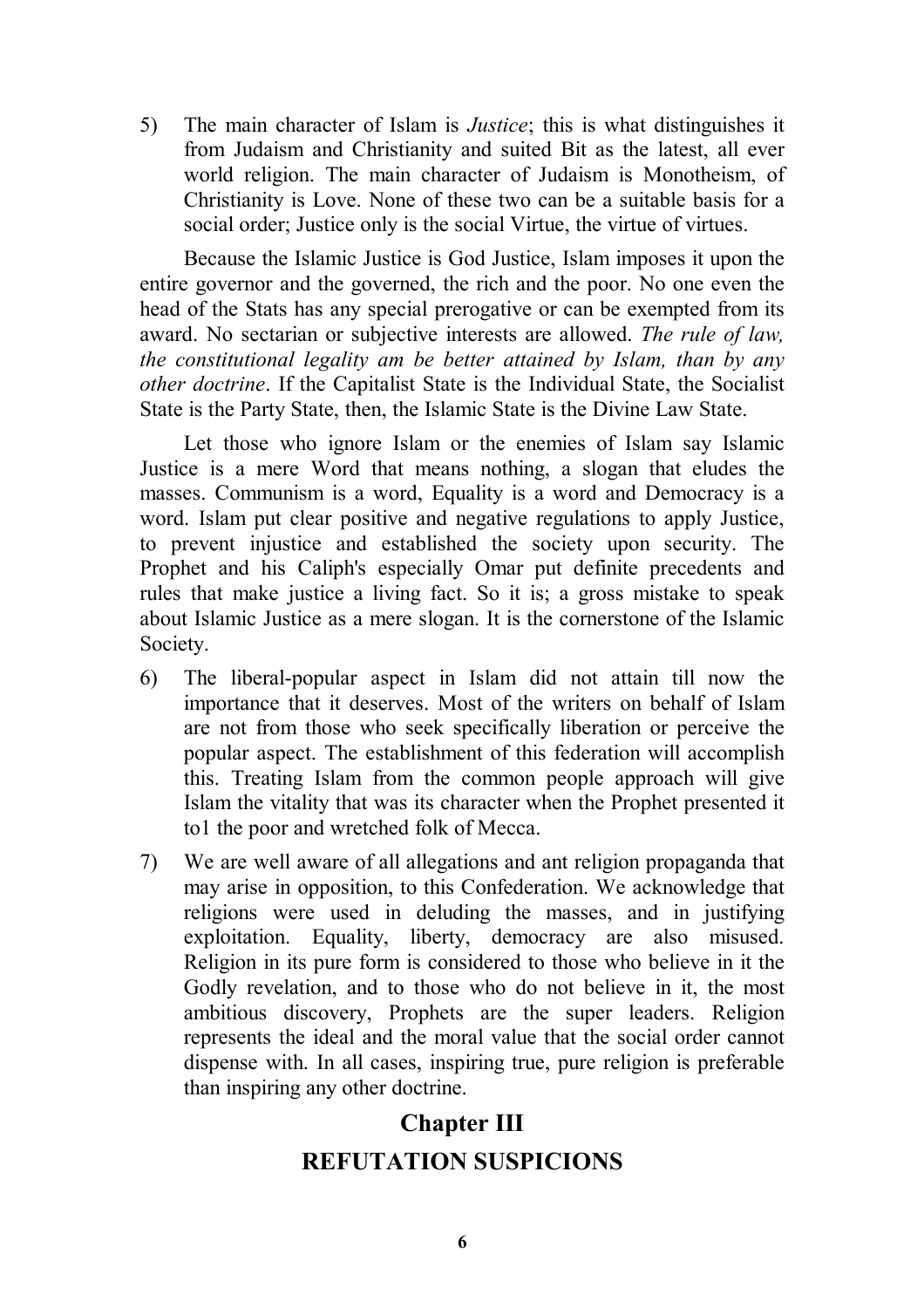5) The main character of Islam is *Justice*; this is what distinguishes it from Judaism and Christianity and suited Bit as the latest, all ever world religion. The main character of Judaism is Monotheism, of Christianity is Love. None of these two can be a suitable basis for a social order; Justice only is the social Virtue, the virtue of virtues.

   Because the Islamic Justice is God Justice, Islam imposes it upon the entire governor and the governed, the rich and the poor. No one even the head of the Stats has any special prerogative or can be exempted from its award. No sectarian or subjective interests are allowed. *The rule of law, the constitutional legality am be better attained by Islam, than by any other doctrine*. If the Capitalist State is the Individual State, the Socialist State is the Party State, then, the Islamic State is the Divine Law State.

   Let those who ignore Islam or the enemies of Islam say Islamic Justice is a mere Word that means nothing, a slogan that eludes the masses. Communism is a word, Equality is a word and Democracy is a word. Islam put clear positive and negative regulations to apply Justice, to prevent injustice and established the society upon security. The Prophet and his Caliph's especially Omar put definite precedents and rules that make justice a living fact. So it is; a gross mistake to speak about Islamic Justice as a mere slogan. It is the cornerstone of the Islamic Society.

6) The liberal-popular aspect in Islam did not attain till now the importance that it deserves. Most of the writers on behalf of Islam are not from those who seek specifically liberation or perceive the popular aspect. The establishment of this federation will accomplish this. Treating Islam from the common people approach will give Islam the vitality that was its character when the Prophet presented it to1 the poor and wretched folk of Mecca.

7) We are well aware of all allegations and ant religion propaganda that may arise in opposition, to this Confederation. We acknowledge that religions were used in deluding the masses, and in justifying exploitation. Equality, liberty, democracy are also misused. Religion in its pure form is considered to those who believe in it the Godly revelation, and to those who do not believe in it, the most ambitious discovery, Prophets are the super leaders. Religion represents the ideal and the moral value that the social order cannot dispense with. In all cases, inspiring true, pure religion is preferable than inspiring any other doctrine.

## Chapter III

## REFUTATION SUSPICIONS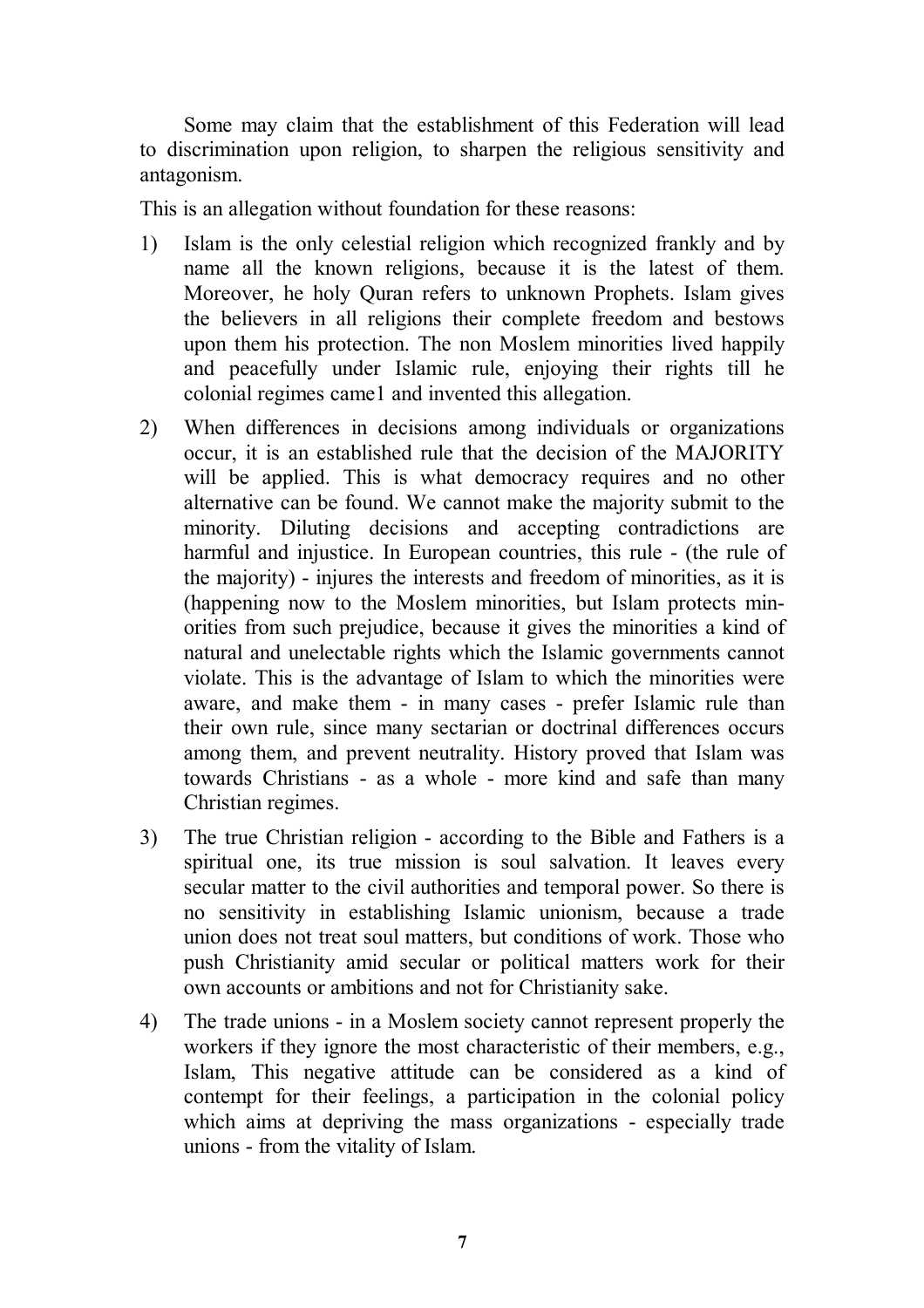Some may claim that the establishment of this Federation will lead to discrimination upon religion, to sharpen the religious sensitivity and antagonism.

This is an allegation without foundation for these reasons:

1) Islam is the only celestial religion which recognized frankly and by name all the known religions, because it is the latest of them. Moreover, he holy Quran refers to unknown Prophets. Islam gives the believers in all religions their complete freedom and bestows upon them his protection. The non Moslem minorities lived happily and peacefully under Islamic rule, enjoying their rights till he colonial regimes came1 and invented this allegation.

2) When differences in decisions among individuals or organizations occur, it is an established rule that the decision of the MAJORITY will be applied. This is what democracy requires and no other alternative can be found. We cannot make the majority submit to the minority. Diluting decisions and accepting contradictions are harmful and injustice. In European countries, this rule - (the rule of the majority) - injures the interests and freedom of minorities, as it is (happening now to the Moslem minorities, but Islam protects minorities from such prejudice, because it gives the minorities a kind of natural and unelectable rights which the Islamic governments cannot violate. This is the advantage of Islam to which the minorities were aware, and make them - in many cases - prefer Islamic rule than their own rule, since many sectarian or doctrinal differences occurs among them, and prevent neutrality. History proved that Islam was towards Christians - as a whole - more kind and safe than many Christian regimes.

3) The true Christian religion - according to the Bible and Fathers is a spiritual one, its true mission is soul salvation. It leaves every secular matter to the civil authorities and temporal power. So there is no sensitivity in establishing Islamic unionism, because a trade union does not treat soul matters, but conditions of work. Those who push Christianity amid secular or political matters work for their own accounts or ambitions and not for Christianity sake.

4) The trade unions - in a Moslem society cannot represent properly the workers if they ignore the most characteristic of their members, e.g., Islam, This negative attitude can be considered as a kind of contempt for their feelings, a participation in the colonial policy which aims at depriving the mass organizations - especially trade unions - from the vitality of Islam.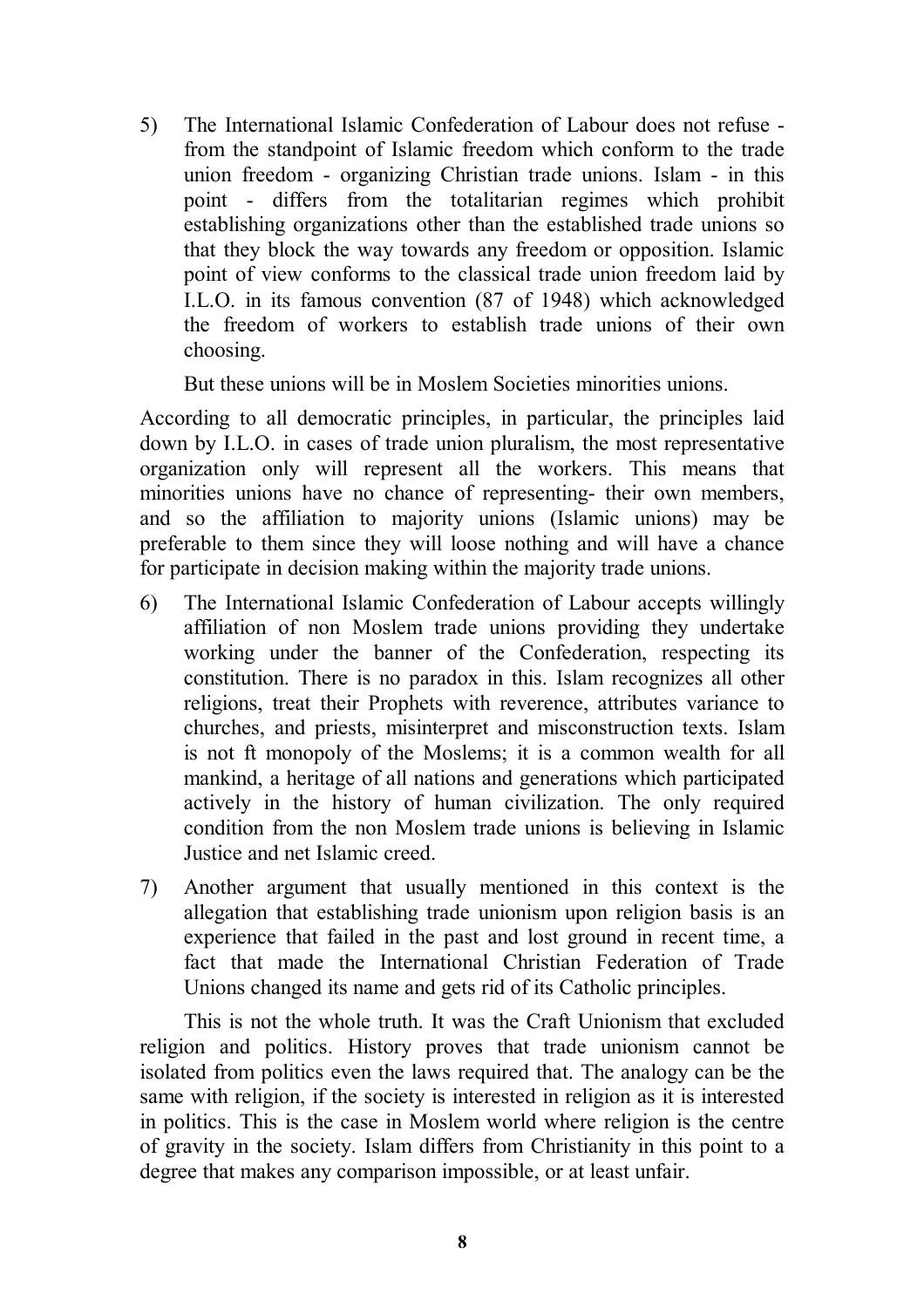5) The International Islamic Confederation of Labour does not refuse - from the standpoint of Islamic freedom which conform to the trade union freedom - organizing Christian trade unions. Islam - in this point - differs from the totalitarian regimes which prohibit establishing organizations other than the established trade unions so that they block the way towards any freedom or opposition. Islamic point of view conforms to the classical trade union freedom laid by I.L.O. in its famous convention (87 of 1948) which acknowledged the freedom of workers to establish trade unions of their own choosing.

   But these unions will be in Moslem Societies minorities unions.

According to all democratic principles, in particular, the principles laid down by I.L.O. in cases of trade union pluralism, the most representative organization only will represent all the workers. This means that minorities unions have no chance of representing- their own members, and so the affiliation to majority unions (Islamic unions) may be preferable to them since they will loose nothing and will have a chance for participate in decision making within the majority trade unions.

6) The International Islamic Confederation of Labour accepts willingly affiliation of non Moslem trade unions providing they undertake working under the banner of the Confederation, respecting its constitution. There is no paradox in this. Islam recognizes all other religions, treat their Prophets with reverence, attributes variance to churches, and priests, misinterpret and misconstruction texts. Islam is not ft monopoly of the Moslems; it is a common wealth for all mankind, a heritage of all nations and generations which participated actively in the history of human civilization. The only required condition from the non Moslem trade unions is believing in Islamic Justice and net Islamic creed.

7) Another argument that usually mentioned in this context is the allegation that establishing trade unionism upon religion basis is an experience that failed in the past and lost ground in recent time, a fact that made the International Christian Federation of Trade Unions changed its name and gets rid of its Catholic principles.

This is not the whole truth. It was the Craft Unionism that excluded religion and politics. History proves that trade unionism cannot be isolated from politics even the laws required that. The analogy can be the same with religion, if the society is interested in religion as it is interested in politics. This is the case in Moslem world where religion is the centre of gravity in the society. Islam differs from Christianity in this point to a degree that makes any comparison impossible, or at least unfair.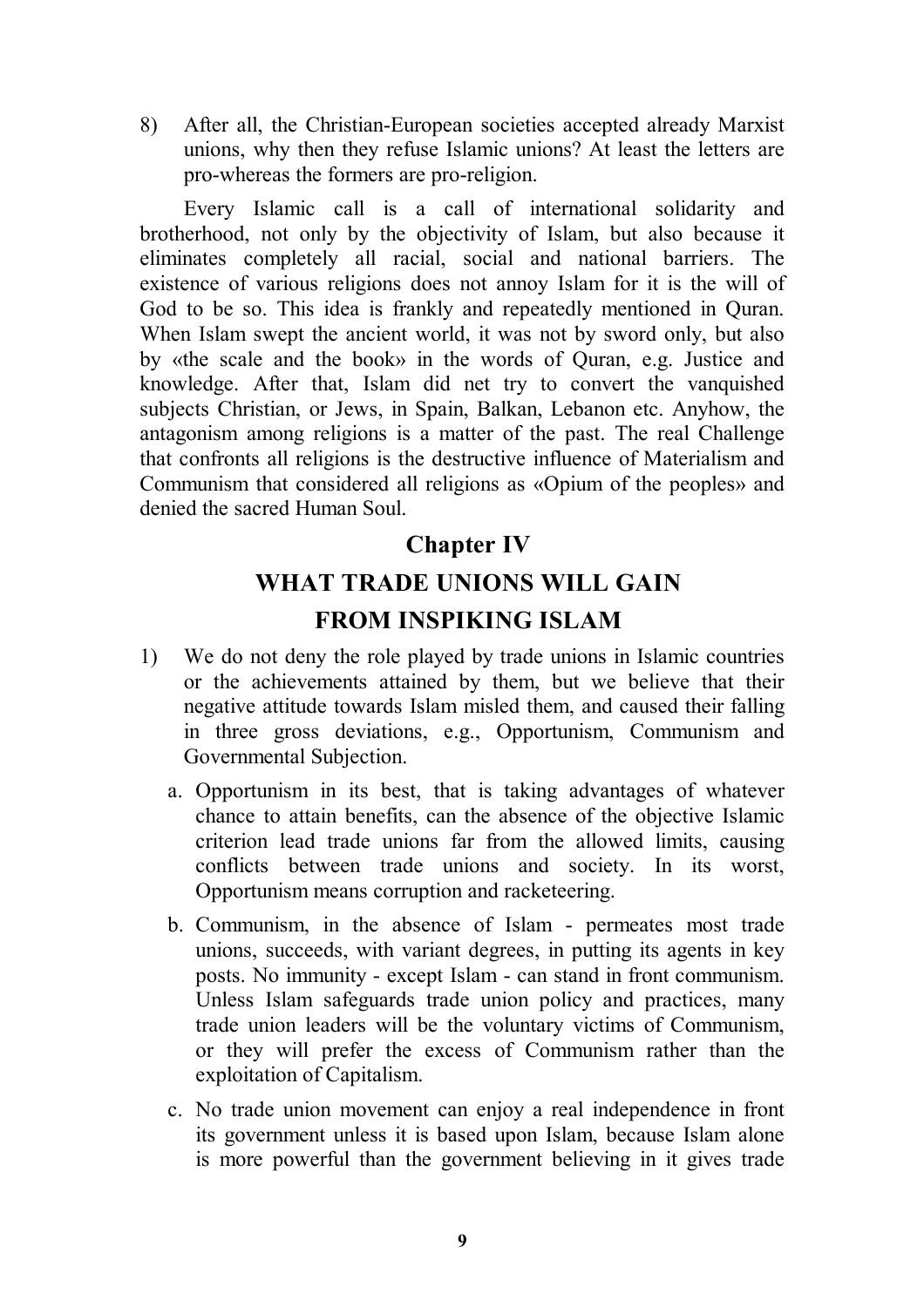8) After all, the Christian-European societies accepted already Marxist unions, why then they refuse Islamic unions? At least the letters are pro-whereas the formers are pro-religion.

Every Islamic call is a call of international solidarity and brotherhood, not only by the objectivity of Islam, but also because it eliminates completely all racial, social and national barriers. The existence of various religions does not annoy Islam for it is the will of God to be so. This idea is frankly and repeatedly mentioned in Quran. When Islam swept the ancient world, it was not by sword only, but also by «the scale and the book» in the words of Quran, e.g. Justice and knowledge. After that, Islam did net try to convert the vanquished subjects Christian, or Jews, in Spain, Balkan, Lebanon etc. Anyhow, the antagonism among religions is a matter of the past. The real Challenge that confronts all religions is the destructive influence of Materialism and Communism that considered all religions as «Opium of the peoples» and denied the sacred Human Soul.

## Chapter IV

## WHAT TRADE UNIONS WILL GAIN FROM INSPIKING ISLAM

1) We do not deny the role played by trade unions in Islamic countries or the achievements attained by them, but we believe that their negative attitude towards Islam misled them, and caused their falling in three gross deviations, e.g., Opportunism, Communism and Governmental Subjection.

   a. Opportunism in its best, that is taking advantages of whatever chance to attain benefits, can the absence of the objective Islamic criterion lead trade unions far from the allowed limits, causing conflicts between trade unions and society. In its worst, Opportunism means corruption and racketeering.

   b. Communism, in the absence of Islam - permeates most trade unions, succeeds, with variant degrees, in putting its agents in key posts. No immunity - except Islam - can stand in front communism. Unless Islam safeguards trade union policy and practices, many trade union leaders will be the voluntary victims of Communism, or they will prefer the excess of Communism rather than the exploitation of Capitalism.

   c. No trade union movement can enjoy a real independence in front its government unless it is based upon Islam, because Islam alone is more powerful than the government believing in it gives trade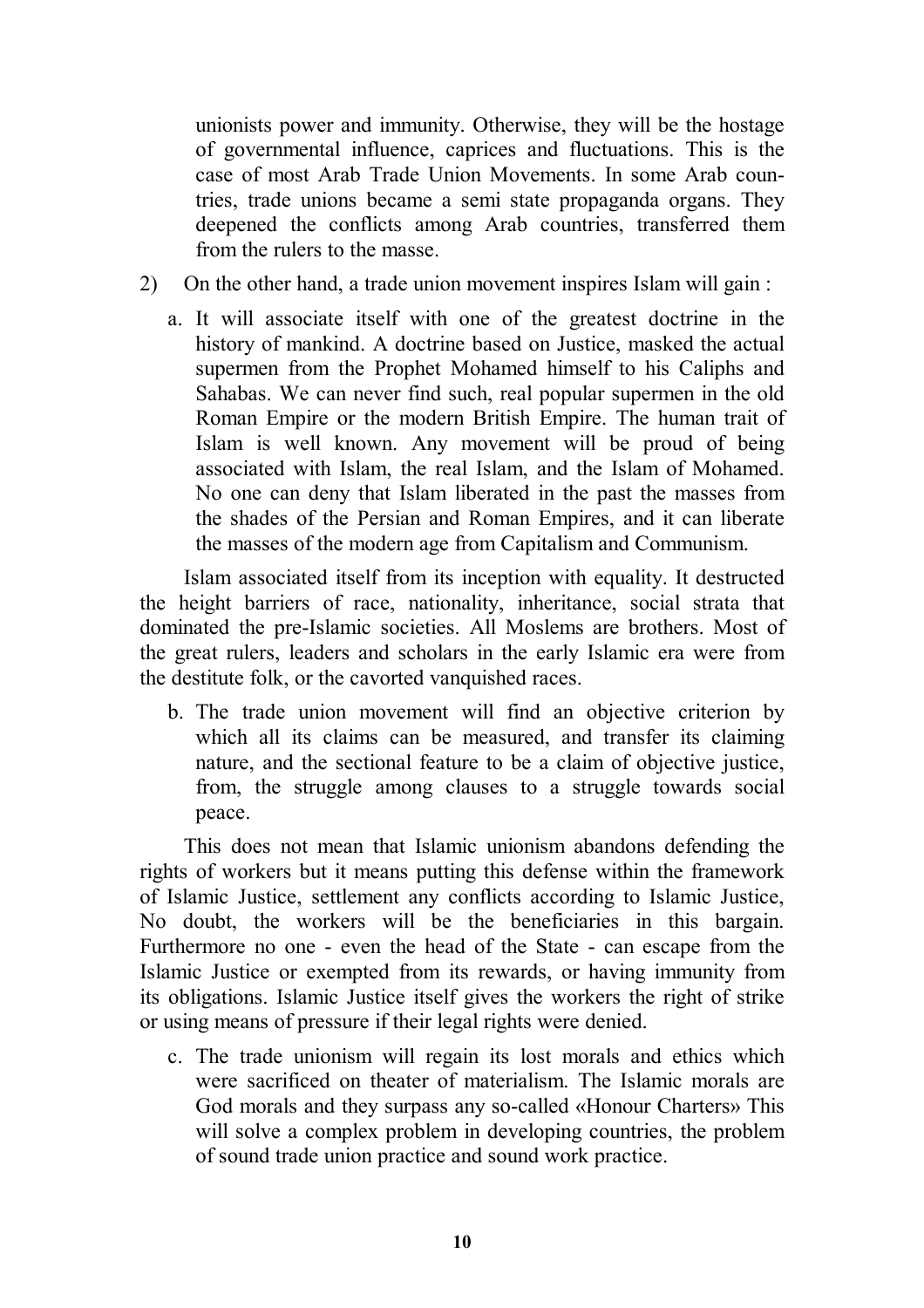unionists power and immunity. Otherwise, they will be the hostage of governmental influence, caprices and fluctuations. This is the case of most Arab Trade Union Movements. In some Arab countries, trade unions became a semi state propaganda organs. They deepened the conflicts among Arab countries, transferred them from the rulers to the masse.

2) On the other hand, a trade union movement inspires Islam will gain :

   a. It will associate itself with one of the greatest doctrine in the history of mankind. A doctrine based on Justice, masked the actual supermen from the Prophet Mohamed himself to his Caliphs and Sahabas. We can never find such, real popular supermen in the old Roman Empire or the modern British Empire. The human trait of Islam is well known. Any movement will be proud of being associated with Islam, the real Islam, and the Islam of Mohamed. No one can deny that Islam liberated in the past the masses from the shades of the Persian and Roman Empires, and it can liberate the masses of the modern age from Capitalism and Communism.

Islam associated itself from its inception with equality. It destructed the height barriers of race, nationality, inheritance, social strata that dominated the pre-Islamic societies. All Moslems are brothers. Most of the great rulers, leaders and scholars in the early Islamic era were from the destitute folk, or the cavorted vanquished races.

   b. The trade union movement will find an objective criterion by which all its claims can be measured, and transfer its claiming nature, and the sectional feature to be a claim of objective justice, from, the struggle among clauses to a struggle towards social peace.

This does not mean that Islamic unionism abandons defending the rights of workers but it means putting this defense within the framework of Islamic Justice, settlement any conflicts according to Islamic Justice, No doubt, the workers will be the beneficiaries in this bargain. Furthermore no one - even the head of the State - can escape from the Islamic Justice or exempted from its rewards, or having immunity from its obligations. Islamic Justice itself gives the workers the right of strike or using means of pressure if their legal rights were denied.

   c. The trade unionism will regain its lost morals and ethics which were sacrificed on theater of materialism. The Islamic morals are God morals and they surpass any so-called «Honour Charters» This will solve a complex problem in developing countries, the problem of sound trade union practice and sound work practice.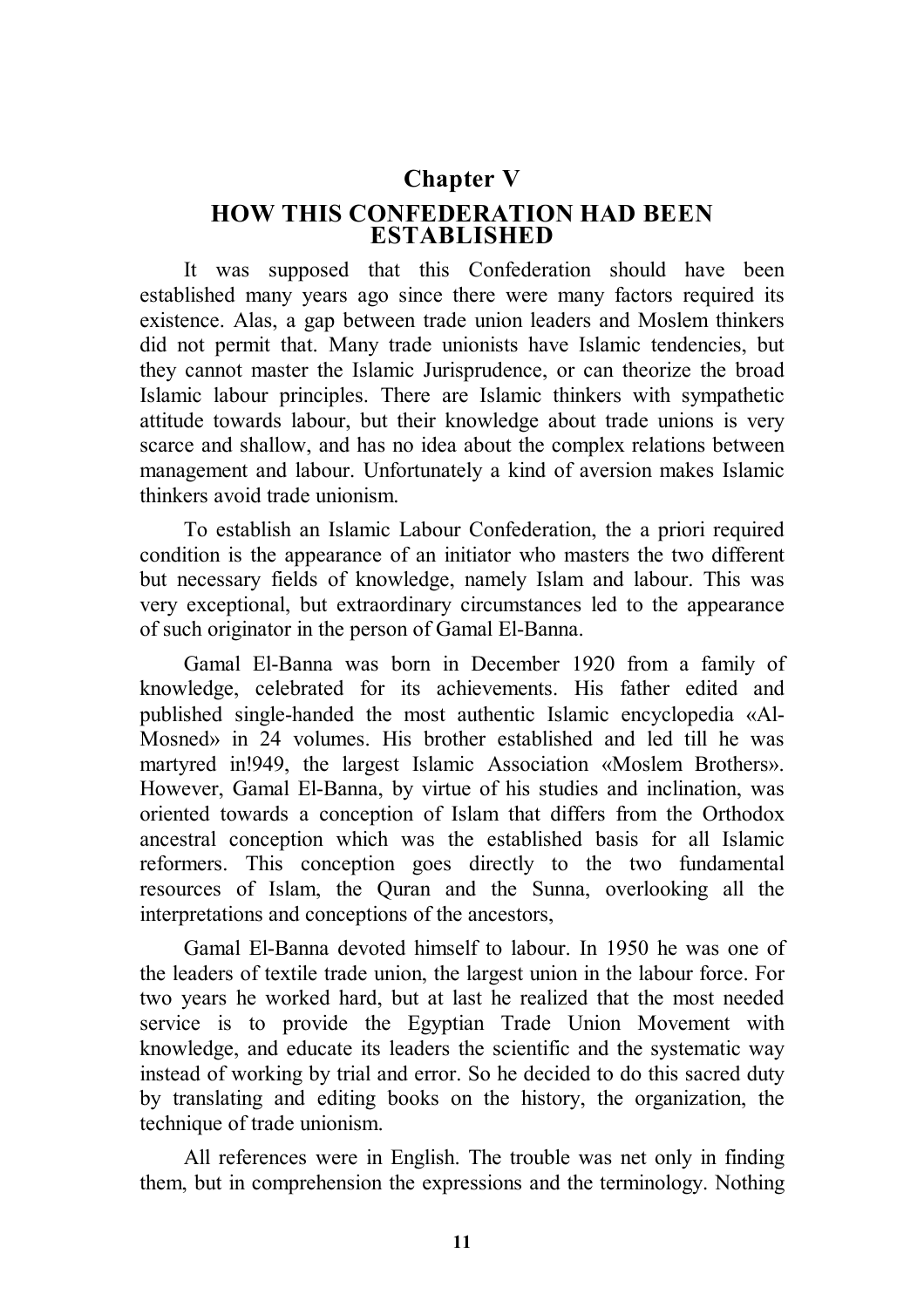## Chapter V

## HOW THIS CONFEDERATION HAD BEEN ESTABLISHED

It was supposed that this Confederation should have been established many years ago since there were many factors required its existence. Alas, a gap between trade union leaders and Moslem thinkers did not permit that. Many trade unionists have Islamic tendencies, but they cannot master the Islamic Jurisprudence, or can theorize the broad Islamic labour principles. There are Islamic thinkers with sympathetic attitude towards labour, but their knowledge about trade unions is very scarce and shallow, and has no idea about the complex relations between management and labour. Unfortunately a kind of aversion makes Islamic thinkers avoid trade unionism.

To establish an Islamic Labour Confederation, the a priori required condition is the appearance of an initiator who masters the two different but necessary fields of knowledge, namely Islam and labour. This was very exceptional, but extraordinary circumstances led to the appearance of such originator in the person of Gamal El-Banna.

Gamal El-Banna was born in December 1920 from a family of knowledge, celebrated for its achievements. His father edited and published single-handed the most authentic Islamic encyclopedia «Al-Mosned» in 24 volumes. His brother established and led till he was martyred in!949, the largest Islamic Association «Moslem Brothers». However, Gamal El-Banna, by virtue of his studies and inclination, was oriented towards a conception of Islam that differs from the Orthodox ancestral conception which was the established basis for all Islamic reformers. This conception goes directly to the two fundamental resources of Islam, the Quran and the Sunna, overlooking all the interpretations and conceptions of the ancestors,

Gamal El-Banna devoted himself to labour. In 1950 he was one of the leaders of textile trade union, the largest union in the labour force. For two years he worked hard, but at last he realized that the most needed service is to provide the Egyptian Trade Union Movement with knowledge, and educate its leaders the scientific and the systematic way instead of working by trial and error. So he decided to do this sacred duty by translating and editing books on the history, the organization, the technique of trade unionism.

All references were in English. The trouble was net only in finding them, but in comprehension the expressions and the terminology. Nothing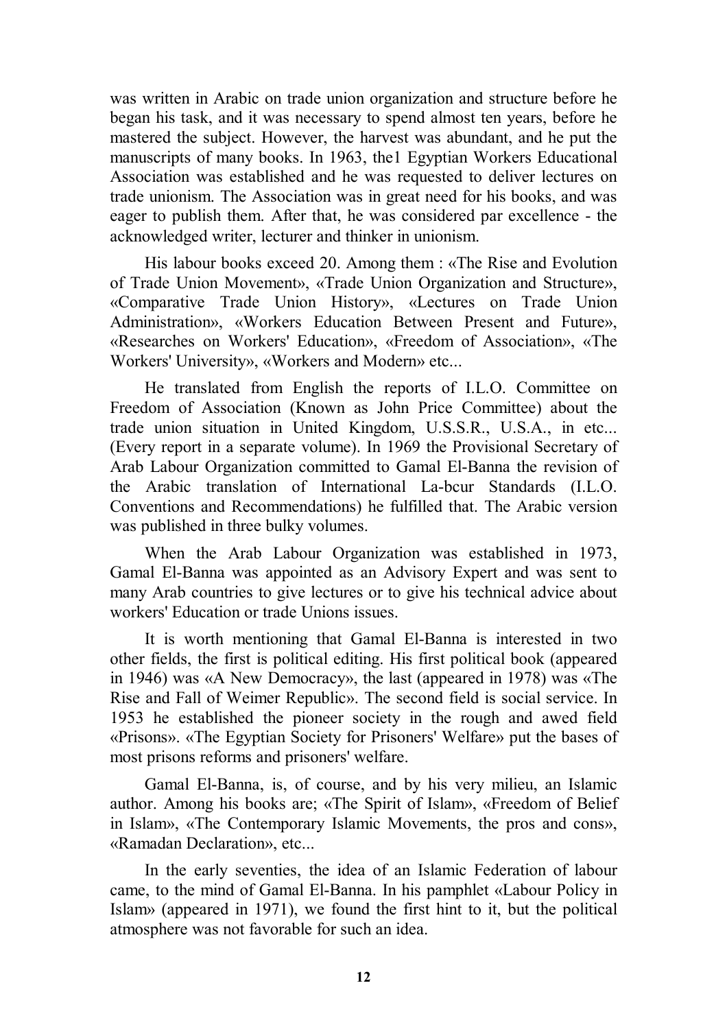was written in Arabic on trade union organization and structure before he began his task, and it was necessary to spend almost ten years, before he mastered the subject. However, the harvest was abundant, and he put the manuscripts of many books. In 1963, the1 Egyptian Workers Educational Association was established and he was requested to deliver lectures on trade unionism. The Association was in great need for his books, and was eager to publish them. After that, he was considered par excellence - the acknowledged writer, lecturer and thinker in unionism.

His labour books exceed 20. Among them : «The Rise and Evolution of Trade Union Movement», «Trade Union Organization and Structure», «Comparative Trade Union History», «Lectures on Trade Union Administration», «Workers Education Between Present and Future», «Researches on Workers' Education», «Freedom of Association», «The Workers' University», «Workers and Modern» etc...

He translated from English the reports of I.L.O. Committee on Freedom of Association (Known as John Price Committee) about the trade union situation in United Kingdom, U.S.S.R., U.S.A., in etc... (Every report in a separate volume). In 1969 the Provisional Secretary of Arab Labour Organization committed to Gamal El-Banna the revision of the Arabic translation of International La-bcur Standards (I.L.O. Conventions and Recommendations) he fulfilled that. The Arabic version was published in three bulky volumes.

When the Arab Labour Organization was established in 1973, Gamal El-Banna was appointed as an Advisory Expert and was sent to many Arab countries to give lectures or to give his technical advice about workers' Education or trade Unions issues.

It is worth mentioning that Gamal El-Banna is interested in two other fields, the first is political editing. His first political book (appeared in 1946) was «A New Democracy», the last (appeared in 1978) was «The Rise and Fall of Weimer Republic». The second field is social service. In 1953 he established the pioneer society in the rough and awed field «Prisons». «The Egyptian Society for Prisoners' Welfare» put the bases of most prisons reforms and prisoners' welfare.

Gamal El-Banna, is, of course, and by his very milieu, an Islamic author. Among his books are; «The Spirit of Islam», «Freedom of Belief in Islam», «The Contemporary Islamic Movements, the pros and cons», «Ramadan Declaration», etc...

In the early seventies, the idea of an Islamic Federation of labour came, to the mind of Gamal El-Banna. In his pamphlet «Labour Policy in Islam» (appeared in 1971), we found the first hint to it, but the political atmosphere was not favorable for such an idea.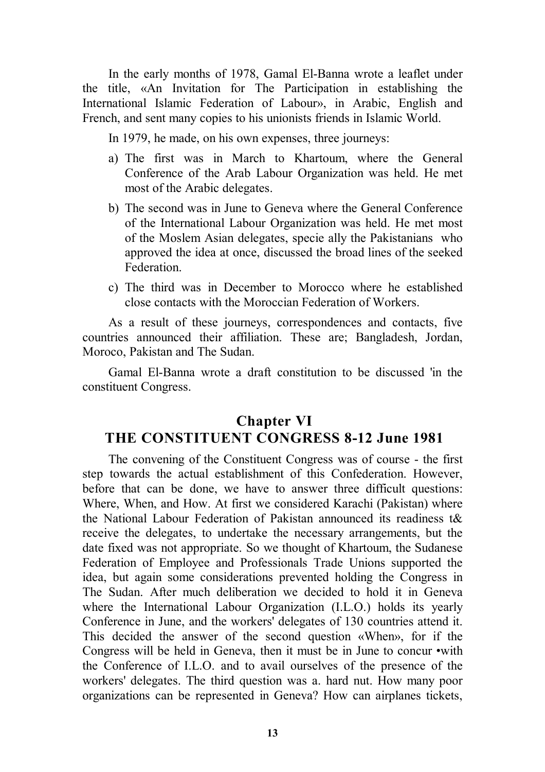In the early months of 1978, Gamal El-Banna wrote a leaflet under the title, «An Invitation for The Participation in establishing the International Islamic Federation of Labour», in Arabic, English and French, and sent many copies to his unionists friends in Islamic World.

In 1979, he made, on his own expenses, three journeys:

a) The first was in March to Khartoum, where the General Conference of the Arab Labour Organization was held. He met most of the Arabic delegates.
b) The second was in June to Geneva where the General Conference of the International Labour Organization was held. He met most of the Moslem Asian delegates, specie ally the Pakistanians who approved the idea at once, discussed the broad lines of the seeked Federation.
c) The third was in December to Morocco where he established close contacts with the Moroccian Federation of Workers.

As a result of these journeys, correspondences and contacts, five countries announced their affiliation. These are; Bangladesh, Jordan, Moroco, Pakistan and The Sudan.

Gamal El-Banna wrote a draft constitution to be discussed 'in the constituent Congress.

## Chapter VI
## THE CONSTITUENT CONGRESS 8-12 June 1981

The convening of the Constituent Congress was of course - the first step towards the actual establishment of this Confederation. However, before that can be done, we have to answer three difficult questions: Where, When, and How. At first we considered Karachi (Pakistan) where the National Labour Federation of Pakistan announced its readiness t& receive the delegates, to undertake the necessary arrangements, but the date fixed was not appropriate. So we thought of Khartoum, the Sudanese Federation of Employee and Professionals Trade Unions supported the idea, but again some considerations prevented holding the Congress in The Sudan. After much deliberation we decided to hold it in Geneva where the International Labour Organization (I.L.O.) holds its yearly Conference in June, and the workers' delegates of 130 countries attend it. This decided the answer of the second question «When», for if the Congress will be held in Geneva, then it must be in June to concur •with the Conference of I.L.O. and to avail ourselves of the presence of the workers' delegates. The third question was a. hard nut. How many poor organizations can be represented in Geneva? How can airplanes tickets,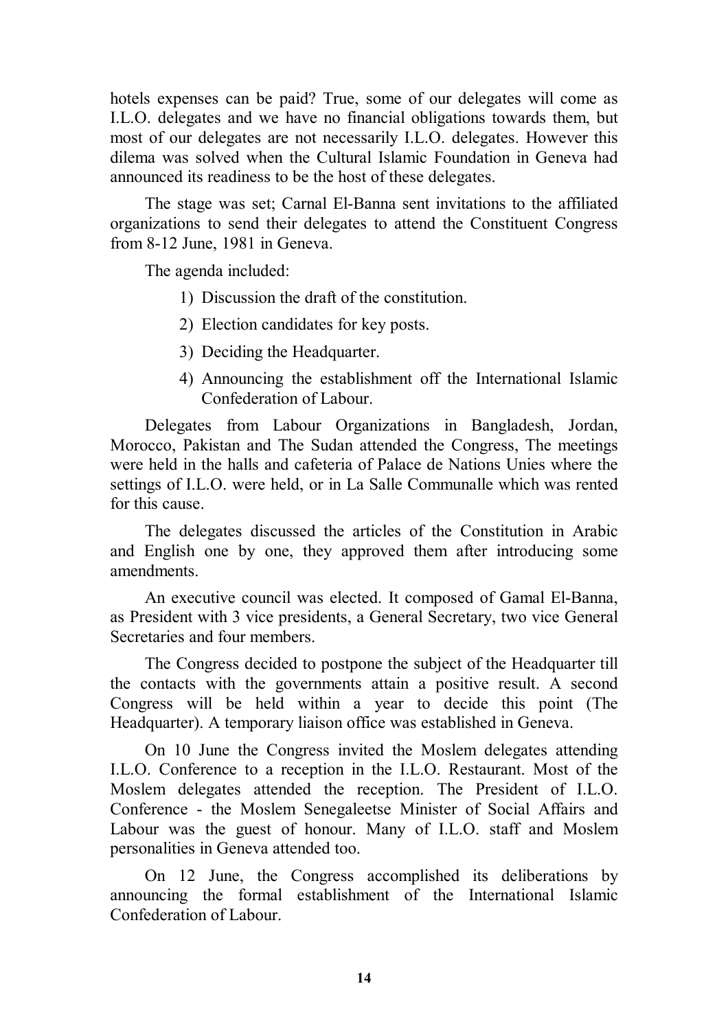hotels expenses can be paid? True, some of our delegates will come as I.L.O. delegates and we have no financial obligations towards them, but most of our delegates are not necessarily I.L.O. delegates. However this dilema was solved when the Cultural Islamic Foundation in Geneva had announced its readiness to be the host of these delegates.

The stage was set; Carnal El-Banna sent invitations to the affiliated organizations to send their delegates to attend the Constituent Congress from 8-12 June, 1981 in Geneva.

The agenda included:

1) Discussion the draft of the constitution.
2) Election candidates for key posts.
3) Deciding the Headquarter.
4) Announcing the establishment off the International Islamic Confederation of Labour.

Delegates from Labour Organizations in Bangladesh, Jordan, Morocco, Pakistan and The Sudan attended the Congress, The meetings were held in the halls and cafeteria of Palace de Nations Unies where the settings of I.L.O. were held, or in La Salle Communalle which was rented for this cause.

The delegates discussed the articles of the Constitution in Arabic and English one by one, they approved them after introducing some amendments.

An executive council was elected. It composed of Gamal El-Banna, as President with 3 vice presidents, a General Secretary, two vice General Secretaries and four members.

The Congress decided to postpone the subject of the Headquarter till the contacts with the governments attain a positive result. A second Congress will be held within a year to decide this point (The Headquarter). A temporary liaison office was established in Geneva.

On 10 June the Congress invited the Moslem delegates attending I.L.O. Conference to a reception in the I.L.O. Restaurant. Most of the Moslem delegates attended the reception. The President of I.L.O. Conference - the Moslem Senegaleetse Minister of Social Affairs and Labour was the guest of honour. Many of I.L.O. staff and Moslem personalities in Geneva attended too.

On 12 June, the Congress accomplished its deliberations by announcing the formal establishment of the International Islamic Confederation of Labour.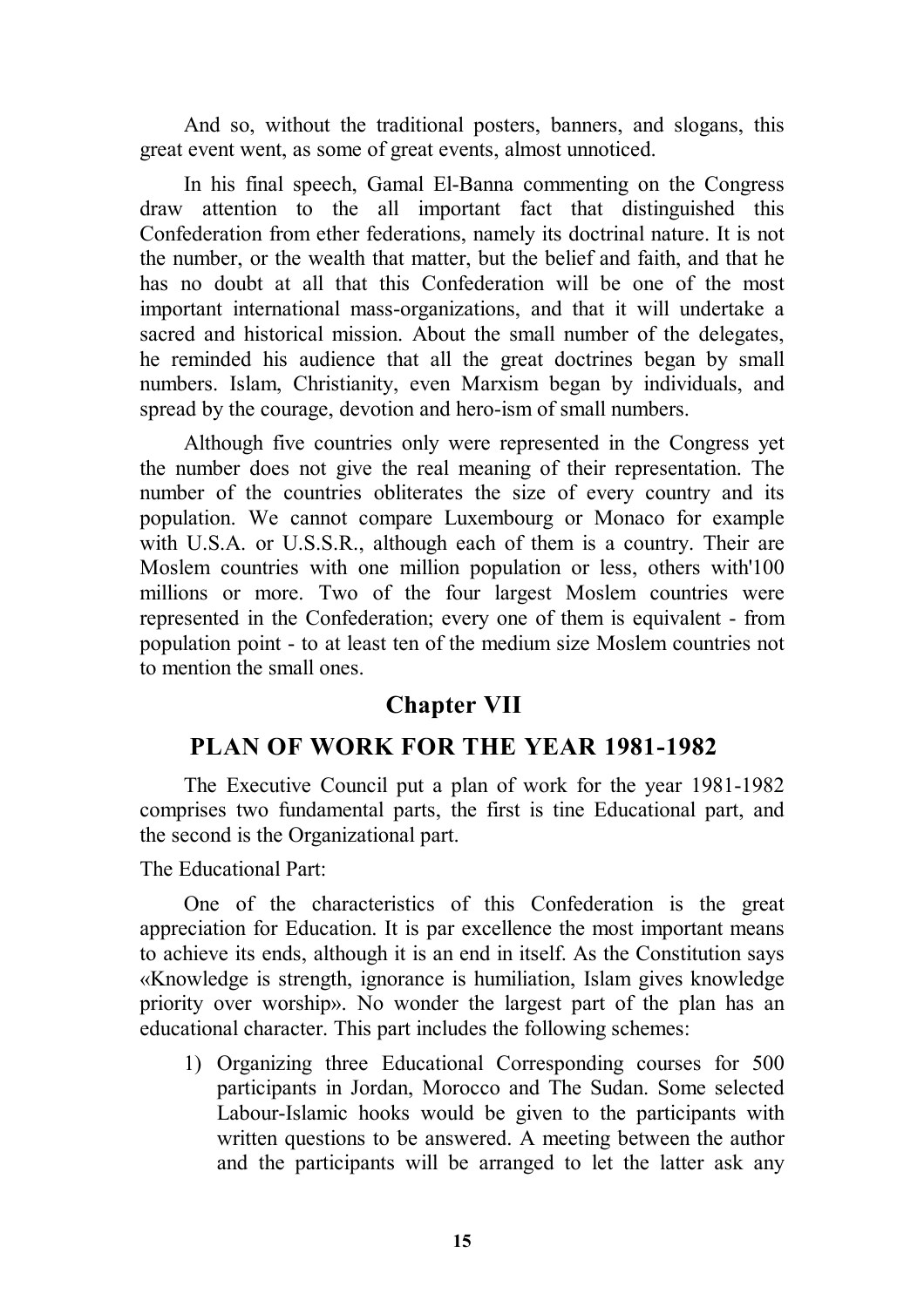And so, without the traditional posters, banners, and slogans, this great event went, as some of great events, almost unnoticed.

In his final speech, Gamal El-Banna commenting on the Congress draw attention to the all important fact that distinguished this Confederation from ether federations, namely its doctrinal nature. It is not the number, or the wealth that matter, but the belief and faith, and that he has no doubt at all that this Confederation will be one of the most important international mass-organizations, and that it will undertake a sacred and historical mission. About the small number of the delegates, he reminded his audience that all the great doctrines began by small numbers. Islam, Christianity, even Marxism began by individuals, and spread by the courage, devotion and hero-ism of small numbers.

Although five countries only were represented in the Congress yet the number does not give the real meaning of their representation. The number of the countries obliterates the size of every country and its population. We cannot compare Luxembourg or Monaco for example with U.S.A. or U.S.S.R., although each of them is a country. Their are Moslem countries with one million population or less, others with'100 millions or more. Two of the four largest Moslem countries were represented in the Confederation; every one of them is equivalent - from population point - to at least ten of the medium size Moslem countries not to mention the small ones.

## Chapter VII

## PLAN OF WORK FOR THE YEAR 1981-1982

The Executive Council put a plan of work for the year 1981-1982 comprises two fundamental parts, the first is tine Educational part, and the second is the Organizational part.

The Educational Part:

One of the characteristics of this Confederation is the great appreciation for Education. It is par excellence the most important means to achieve its ends, although it is an end in itself. As the Constitution says «Knowledge is strength, ignorance is humiliation, Islam gives knowledge priority over worship». No wonder the largest part of the plan has an educational character. This part includes the following schemes:

1) Organizing three Educational Corresponding courses for 500 participants in Jordan, Morocco and The Sudan. Some selected Labour-Islamic hooks would be given to the participants with written questions to be answered. A meeting between the author and the participants will be arranged to let the latter ask any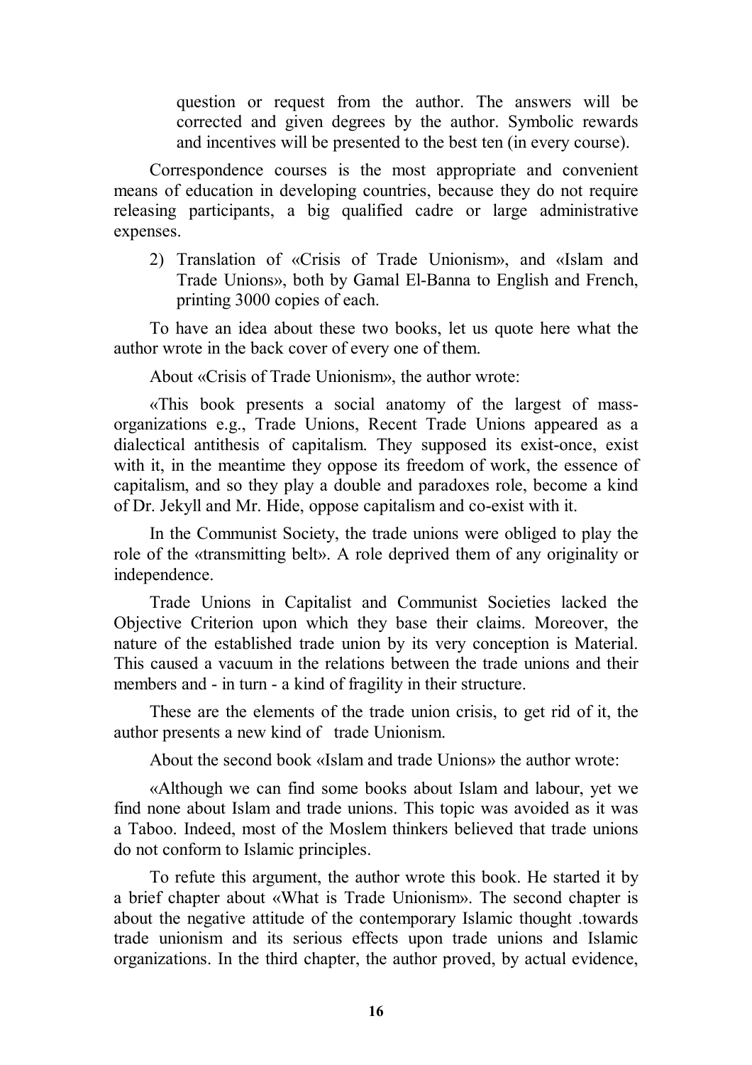question or request from the author. The answers will be corrected and given degrees by the author. Symbolic rewards and incentives will be presented to the best ten (in every course).

Correspondence courses is the most appropriate and convenient means of education in developing countries, because they do not require releasing participants, a big qualified cadre or large administrative expenses.

2) Translation of «Crisis of Trade Unionism», and «Islam and Trade Unions», both by Gamal El-Banna to English and French, printing 3000 copies of each.

To have an idea about these two books, let us quote here what the author wrote in the back cover of every one of them.

About «Crisis of Trade Unionism», the author wrote:

«This book presents a social anatomy of the largest of mass-organizations e.g., Trade Unions, Recent Trade Unions appeared as a dialectical antithesis of capitalism. They supposed its exist-once, exist with it, in the meantime they oppose its freedom of work, the essence of capitalism, and so they play a double and paradoxes role, become a kind of Dr. Jekyll and Mr. Hide, oppose capitalism and co-exist with it.

In the Communist Society, the trade unions were obliged to play the role of the «transmitting belt». A role deprived them of any originality or independence.

Trade Unions in Capitalist and Communist Societies lacked the Objective Criterion upon which they base their claims. Moreover, the nature of the established trade union by its very conception is Material. This caused a vacuum in the relations between the trade unions and their members and - in turn - a kind of fragility in their structure.

These are the elements of the trade union crisis, to get rid of it, the author presents a new kind of trade Unionism.

About the second book «Islam and trade Unions» the author wrote:

«Although we can find some books about Islam and labour, yet we find none about Islam and trade unions. This topic was avoided as it was a Taboo. Indeed, most of the Moslem thinkers believed that trade unions do not conform to Islamic principles.

To refute this argument, the author wrote this book. He started it by a brief chapter about «What is Trade Unionism». The second chapter is about the negative attitude of the contemporary Islamic thought .towards trade unionism and its serious effects upon trade unions and Islamic organizations. In the third chapter, the author proved, by actual evidence,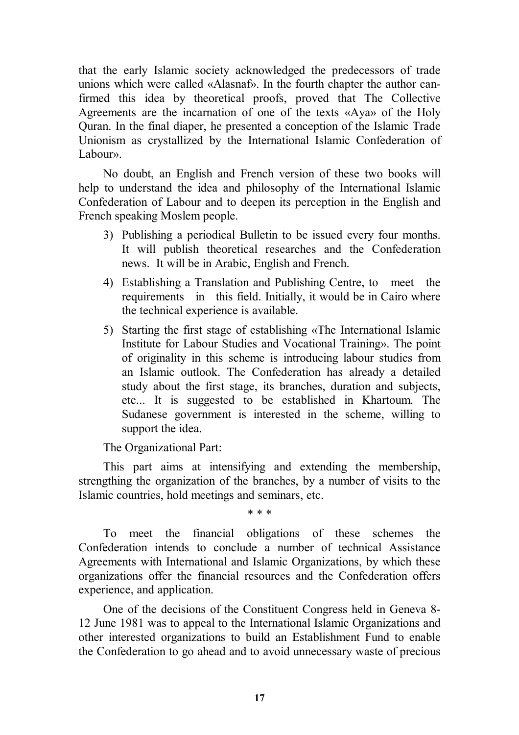that the early Islamic society acknowledged the predecessors of trade unions which were called «Alasnaf». In the fourth chapter the author canfirmed this idea by theoretical proofs, proved that The Collective Agreements are the incarnation of one of the texts «Aya» of the Holy Quran. In the final diaper, he presented a conception of the Islamic Trade Unionism as crystallized by the International Islamic Confederation of Labour».

No doubt, an English and French version of these two books will help to understand the idea and philosophy of the International Islamic Confederation of Labour and to deepen its perception in the English and French speaking Moslem people.

3) Publishing a periodical Bulletin to be issued every four months. It will publish theoretical researches and the Confederation news. It will be in Arabic, English and French.
4) Establishing a Translation and Publishing Centre, to meet the requirements in this field. Initially, it would be in Cairo where the technical experience is available.
5) Starting the first stage of establishing «The International Islamic Institute for Labour Studies and Vocational Training». The point of originality in this scheme is introducing labour studies from an Islamic outlook. The Confederation has already a detailed study about the first stage, its branches, duration and subjects, etc... It is suggested to be established in Khartoum. The Sudanese government is interested in the scheme, willing to support the idea.

The Organizational Part:

This part aims at intensifying and extending the membership, strengthing the organization of the branches, by a number of visits to the Islamic countries, hold meetings and seminars, etc.

\* \* \*

To meet the financial obligations of these schemes the Confederation intends to conclude a number of technical Assistance Agreements with International and Islamic Organizations, by which these organizations offer the financial resources and the Confederation offers experience, and application.

One of the decisions of the Constituent Congress held in Geneva 8-12 June 1981 was to appeal to the International Islamic Organizations and other interested organizations to build an Establishment Fund to enable the Confederation to go ahead and to avoid unnecessary waste of precious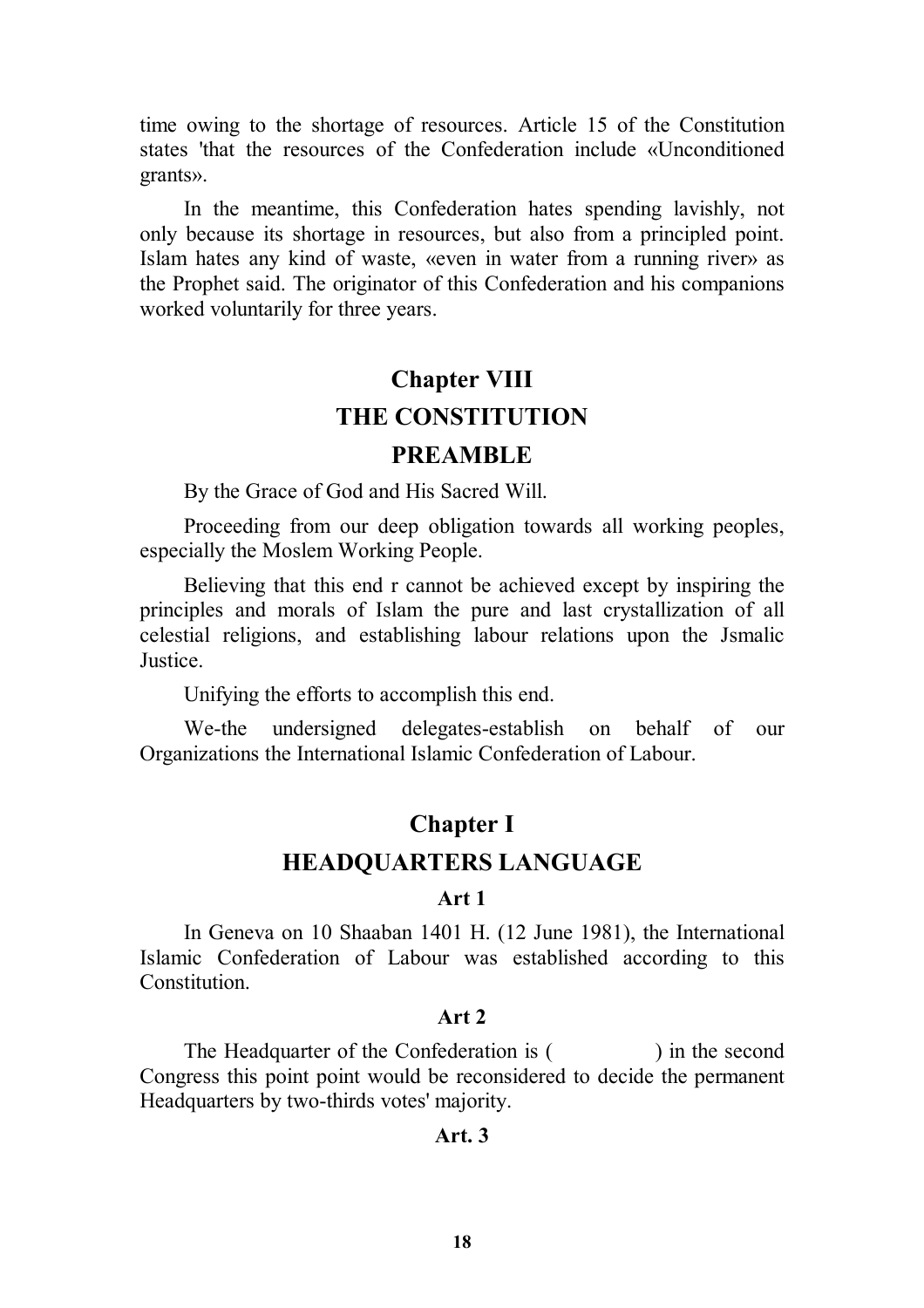time owing to the shortage of resources. Article 15 of the Constitution states 'that the resources of the Confederation include «Unconditioned grants».

In the meantime, this Confederation hates spending lavishly, not only because its shortage in resources, but also from a principled point. Islam hates any kind of waste, «even in water from a running river» as the Prophet said. The originator of this Confederation and his companions worked voluntarily for three years.

## Chapter VIII

## THE CONSTITUTION

### PREAMBLE

By the Grace of God and His Sacred Will.

Proceeding from our deep obligation towards all working peoples, especially the Moslem Working People.

Believing that this end r cannot be achieved except by inspiring the principles and morals of Islam the pure and last crystallization of all celestial religions, and establishing labour relations upon the Jsmalic Justice.

Unifying the efforts to accomplish this end.

We-the undersigned delegates-establish on behalf of our Organizations the International Islamic Confederation of Labour.

## Chapter I

## HEADQUARTERS LANGUAGE

#### Art 1

In Geneva on 10 Shaaban 1401 H. (12 June 1981), the International Islamic Confederation of Labour was established according to this Constitution.

#### Art 2

The Headquarter of the Confederation is (                ) in the second Congress this point point would be reconsidered to decide the permanent Headquarters by two-thirds votes' majority.

#### Art. 3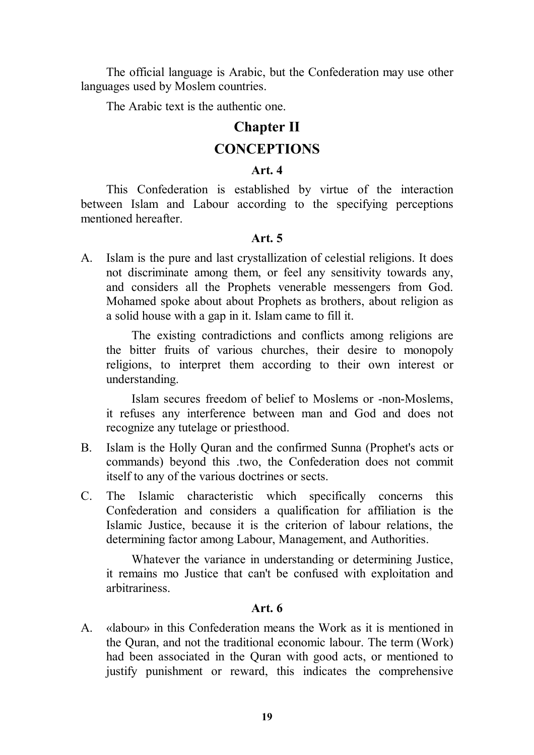The official language is Arabic, but the Confederation may use other languages used by Moslem countries.

The Arabic text is the authentic one.

## Chapter II

## CONCEPTIONS

### Art. 4

This Confederation is established by virtue of the interaction between Islam and Labour according to the specifying perceptions mentioned hereafter.

### Art. 5

A. Islam is the pure and last crystallization of celestial religions. It does not discriminate among them, or feel any sensitivity towards any, and considers all the Prophets venerable messengers from God. Mohamed spoke about about Prophets as brothers, about religion as a solid house with a gap in it. Islam came to fill it.

   The existing contradictions and conflicts among religions are the bitter fruits of various churches, their desire to monopoly religions, to interpret them according to their own interest or understanding.

   Islam secures freedom of belief to Moslems or -non-Moslems, it refuses any interference between man and God and does not recognize any tutelage or priesthood.

B. Islam is the Holly Quran and the confirmed Sunna (Prophet's acts or commands) beyond this .two, the Confederation does not commit itself to any of the various doctrines or sects.

C. The Islamic characteristic which specifically concerns this Confederation and considers a qualification for affiliation is the Islamic Justice, because it is the criterion of labour relations, the determining factor among Labour, Management, and Authorities.

   Whatever the variance in understanding or determining Justice, it remains mo Justice that can't be confused with exploitation and arbitrariness.

### Art. 6

A. «labour» in this Confederation means the Work as it is mentioned in the Quran, and not the traditional economic labour. The term (Work) had been associated in the Quran with good acts, or mentioned to justify punishment or reward, this indicates the comprehensive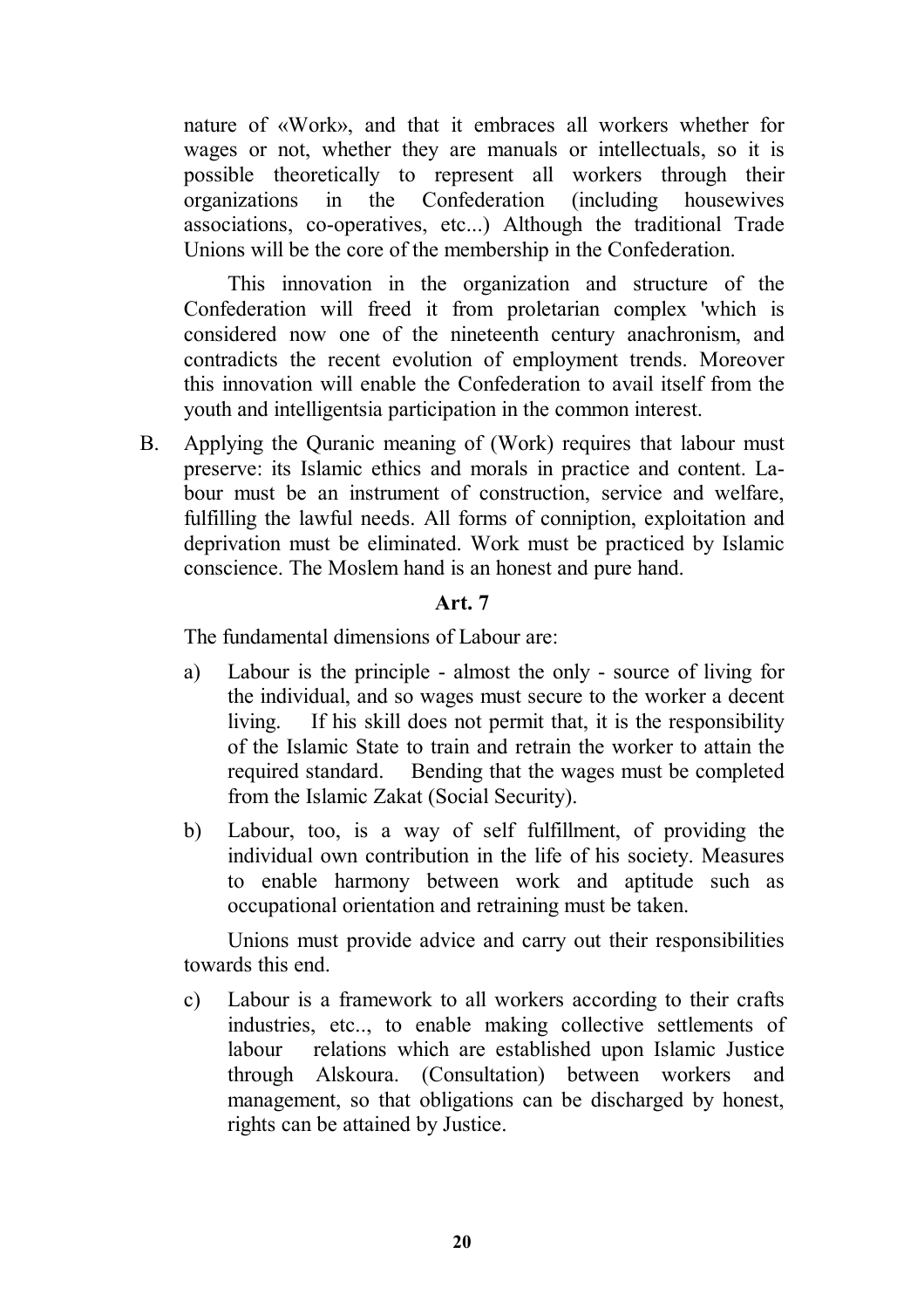nature of «Work», and that it embraces all workers whether for wages or not, whether they are manuals or intellectuals, so it is possible theoretically to represent all workers through their organizations in the Confederation (including housewives associations, co-operatives, etc...) Although the traditional Trade Unions will be the core of the membership in the Confederation.

This innovation in the organization and structure of the Confederation will freed it from proletarian complex 'which is considered now one of the nineteenth century anachronism, and contradicts the recent evolution of employment trends. Moreover this innovation will enable the Confederation to avail itself from the youth and intelligentsia participation in the common interest.

B. Applying the Quranic meaning of (Work) requires that labour must preserve: its Islamic ethics and morals in practice and content. Labour must be an instrument of construction, service and welfare, fulfilling the lawful needs. All forms of conniption, exploitation and deprivation must be eliminated. Work must be practiced by Islamic conscience. The Moslem hand is an honest and pure hand.

**Art. 7**

The fundamental dimensions of Labour are:

a) Labour is the principle - almost the only - source of living for the individual, and so wages must secure to the worker a decent living. If his skill does not permit that, it is the responsibility of the Islamic State to train and retrain the worker to attain the required standard. Bending that the wages must be completed from the Islamic Zakat (Social Security).

b) Labour, too, is a way of self fulfillment, of providing the individual own contribution in the life of his society. Measures to enable harmony between work and aptitude such as occupational orientation and retraining must be taken.

Unions must provide advice and carry out their responsibilities towards this end.

c) Labour is a framework to all workers according to their crafts industries, etc.., to enable making collective settlements of labour relations which are established upon Islamic Justice through Alskoura. (Consultation) between workers and management, so that obligations can be discharged by honest, rights can be attained by Justice.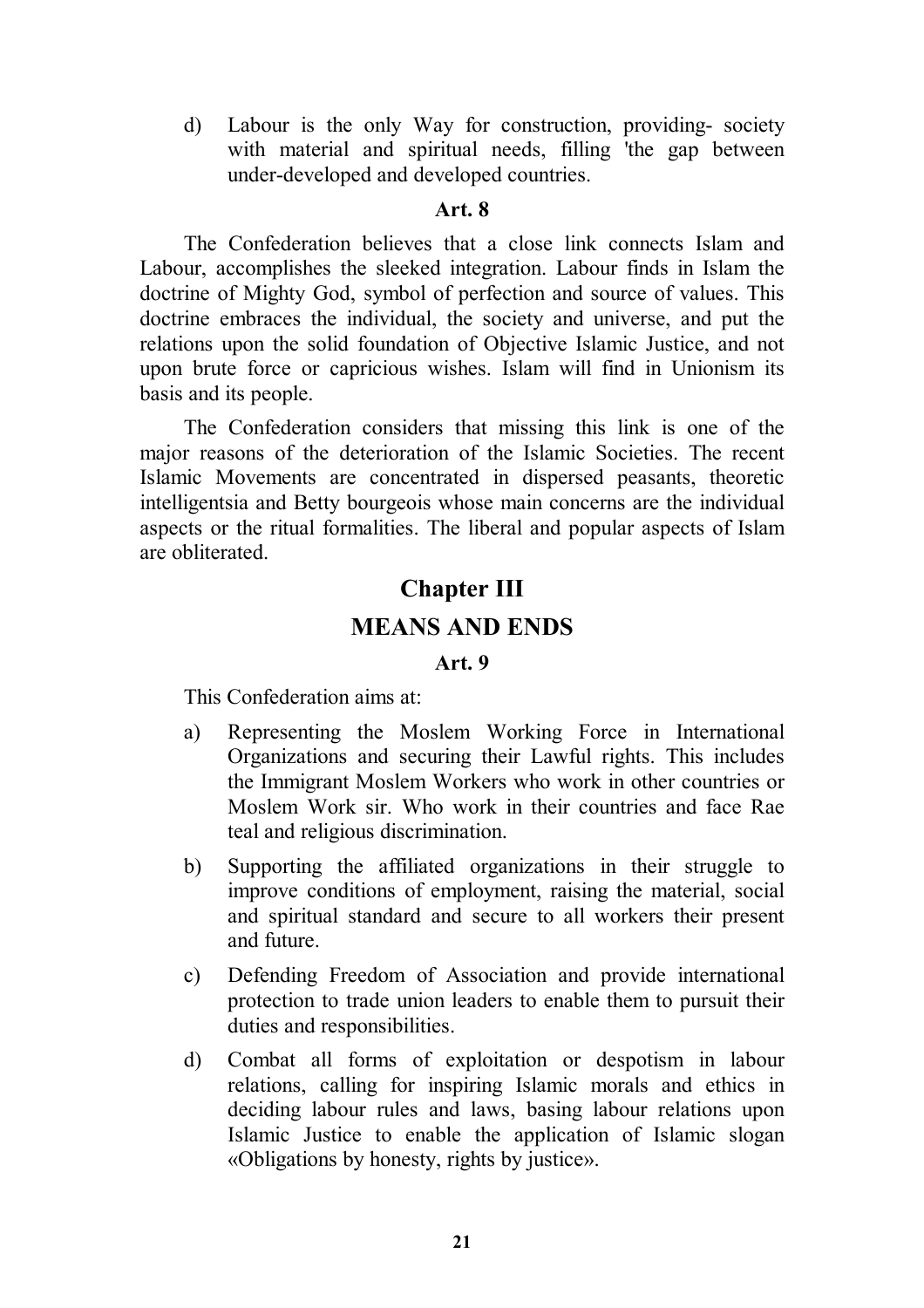d) Labour is the only Way for construction, providing- society with material and spiritual needs, filling 'the gap between under-developed and developed countries.

**Art. 8**

The Confederation believes that a close link connects Islam and Labour, accomplishes the sleeked integration. Labour finds in Islam the doctrine of Mighty God, symbol of perfection and source of values. This doctrine embraces the individual, the society and universe, and put the relations upon the solid foundation of Objective Islamic Justice, and not upon brute force or capricious wishes. Islam will find in Unionism its basis and its people.

The Confederation considers that missing this link is one of the major reasons of the deterioration of the Islamic Societies. The recent Islamic Movements are concentrated in dispersed peasants, theoretic intelligentsia and Betty bourgeois whose main concerns are the individual aspects or the ritual formalities. The liberal and popular aspects of Islam are obliterated.

## Chapter III

## MEANS AND ENDS

**Art. 9**

This Confederation aims at:

a) Representing the Moslem Working Force in International Organizations and securing their Lawful rights. This includes the Immigrant Moslem Workers who work in other countries or Moslem Work sir. Who work in their countries and face Rae teal and religious discrimination.

b) Supporting the affiliated organizations in their struggle to improve conditions of employment, raising the material, social and spiritual standard and secure to all workers their present and future.

c) Defending Freedom of Association and provide international protection to trade union leaders to enable them to pursuit their duties and responsibilities.

d) Combat all forms of exploitation or despotism in labour relations, calling for inspiring Islamic morals and ethics in deciding labour rules and laws, basing labour relations upon Islamic Justice to enable the application of Islamic slogan «Obligations by honesty, rights by justice».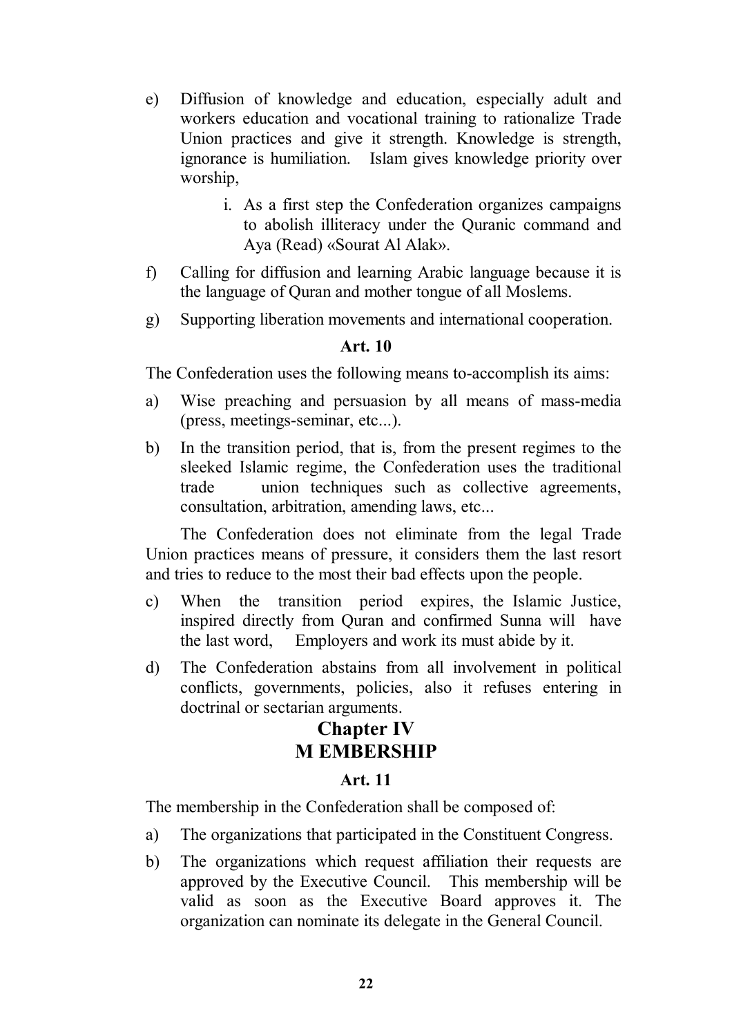e) Diffusion of knowledge and education, especially adult and workers education and vocational training to rationalize Trade Union practices and give it strength. Knowledge is strength, ignorance is humiliation. Islam gives knowledge priority over worship,

    i. As a first step the Confederation organizes campaigns to abolish illiteracy under the Quranic command and Aya (Read) «Sourat Al Alak».

f) Calling for diffusion and learning Arabic language because it is the language of Quran and mother tongue of all Moslems.

g) Supporting liberation movements and international cooperation.

**Art. 10**

The Confederation uses the following means to-accomplish its aims:

a) Wise preaching and persuasion by all means of mass-media (press, meetings-seminar, etc...).

b) In the transition period, that is, from the present regimes to the sleeked Islamic regime, the Confederation uses the traditional trade union techniques such as collective agreements, consultation, arbitration, amending laws, etc...

The Confederation does not eliminate from the legal Trade Union practices means of pressure, it considers them the last resort and tries to reduce to the most their bad effects upon the people.

c) When the transition period expires, the Islamic Justice, inspired directly from Quran and confirmed Sunna will have the last word, Employers and work its must abide by it.

d) The Confederation abstains from all involvement in political conflicts, governments, policies, also it refuses entering in doctrinal or sectarian arguments.

## Chapter IV
## M EMBERSHIP

**Art. 11**

The membership in the Confederation shall be composed of:

a) The organizations that participated in the Constituent Congress.

b) The organizations which request affiliation their requests are approved by the Executive Council. This membership will be valid as soon as the Executive Board approves it. The organization can nominate its delegate in the General Council.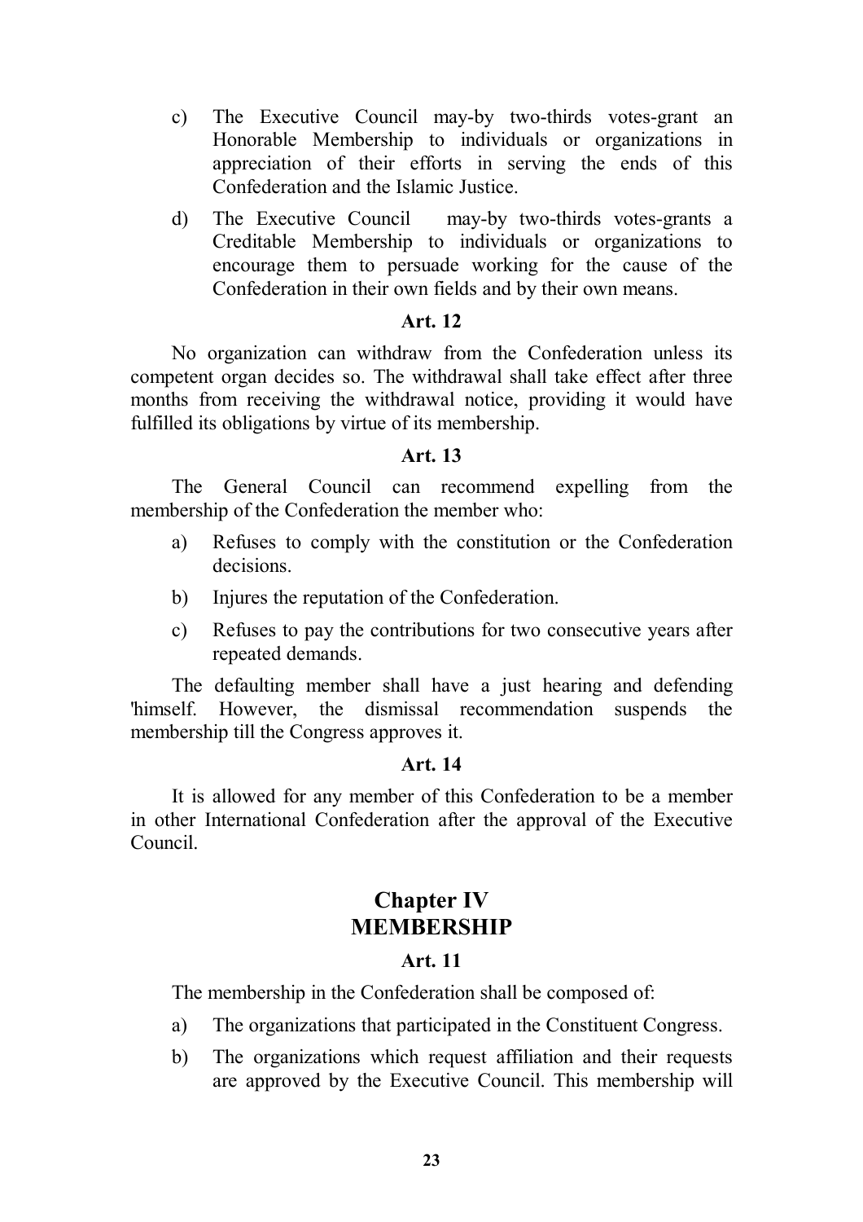c) The Executive Council may-by two-thirds votes-grant an Honorable Membership to individuals or organizations in appreciation of their efforts in serving the ends of this Confederation and the Islamic Justice.

d) The Executive Council may-by two-thirds votes-grants a Creditable Membership to individuals or organizations to encourage them to persuade working for the cause of the Confederation in their own fields and by their own means.

**Art. 12**

No organization can withdraw from the Confederation unless its competent organ decides so. The withdrawal shall take effect after three months from receiving the withdrawal notice, providing it would have fulfilled its obligations by virtue of its membership.

**Art. 13**

The General Council can recommend expelling from the membership of the Confederation the member who:

a) Refuses to comply with the constitution or the Confederation decisions.

b) Injures the reputation of the Confederation.

c) Refuses to pay the contributions for two consecutive years after repeated demands.

The defaulting member shall have a just hearing and defending 'himself. However, the dismissal recommendation suspends the membership till the Congress approves it.

**Art. 14**

It is allowed for any member of this Confederation to be a member in other International Confederation after the approval of the Executive Council.

## Chapter IV
## MEMBERSHIP

**Art. 11**

The membership in the Confederation shall be composed of:

a) The organizations that participated in the Constituent Congress.

b) The organizations which request affiliation and their requests are approved by the Executive Council. This membership will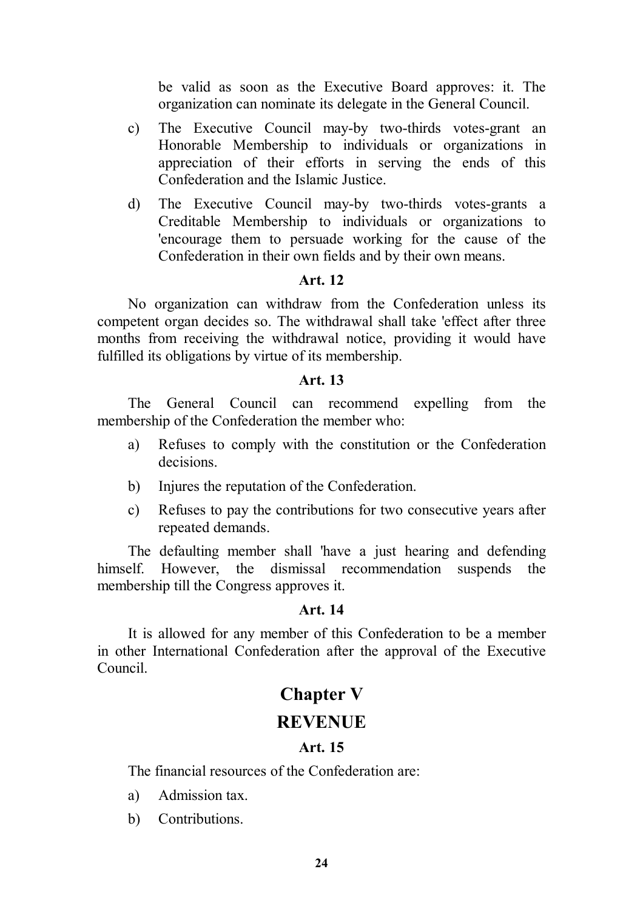be valid as soon as the Executive Board approves: it. The organization can nominate its delegate in the General Council.

c) The Executive Council may-by two-thirds votes-grant an Honorable Membership to individuals or organizations in appreciation of their efforts in serving the ends of this Confederation and the Islamic Justice.

d) The Executive Council may-by two-thirds votes-grants a Creditable Membership to individuals or organizations to 'encourage them to persuade working for the cause of the Confederation in their own fields and by their own means.

**Art. 12**

No organization can withdraw from the Confederation unless its competent organ decides so. The withdrawal shall take 'effect after three months from receiving the withdrawal notice, providing it would have fulfilled its obligations by virtue of its membership.

**Art. 13**

The General Council can recommend expelling from the membership of the Confederation the member who:

a) Refuses to comply with the constitution or the Confederation decisions.

b) Injures the reputation of the Confederation.

c) Refuses to pay the contributions for two consecutive years after repeated demands.

The defaulting member shall 'have a just hearing and defending himself. However, the dismissal recommendation suspends the membership till the Congress approves it.

**Art. 14**

It is allowed for any member of this Confederation to be a member in other International Confederation after the approval of the Executive Council.

## Chapter V

## REVENUE

**Art. 15**

The financial resources of the Confederation are:

a) Admission tax.

b) Contributions.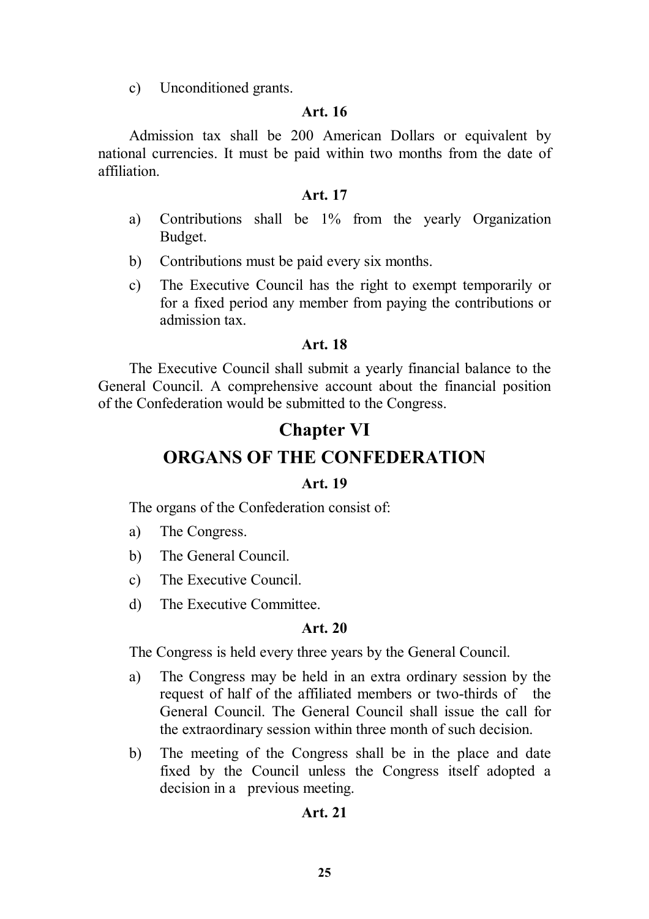c) Unconditioned grants.

**Art. 16**

Admission tax shall be 200 American Dollars or equivalent by national currencies. It must be paid within two months from the date of affiliation.

**Art. 17**

a) Contributions shall be 1% from the yearly Organization Budget.

b) Contributions must be paid every six months.

c) The Executive Council has the right to exempt temporarily or for a fixed period any member from paying the contributions or admission tax.

**Art. 18**

The Executive Council shall submit a yearly financial balance to the General Council. A comprehensive account about the financial position of the Confederation would be submitted to the Congress.

# Chapter VI

# ORGANS OF THE CONFEDERATION

**Art. 19**

The organs of the Confederation consist of:

a) The Congress.

b) The General Council.

c) The Executive Council.

d) The Executive Committee.

**Art. 20**

The Congress is held every three years by the General Council.

a) The Congress may be held in an extra ordinary session by the request of half of the affiliated members or two-thirds of the General Council. The General Council shall issue the call for the extraordinary session within three month of such decision.

b) The meeting of the Congress shall be in the place and date fixed by the Council unless the Congress itself adopted a decision in a previous meeting.

**Art. 21**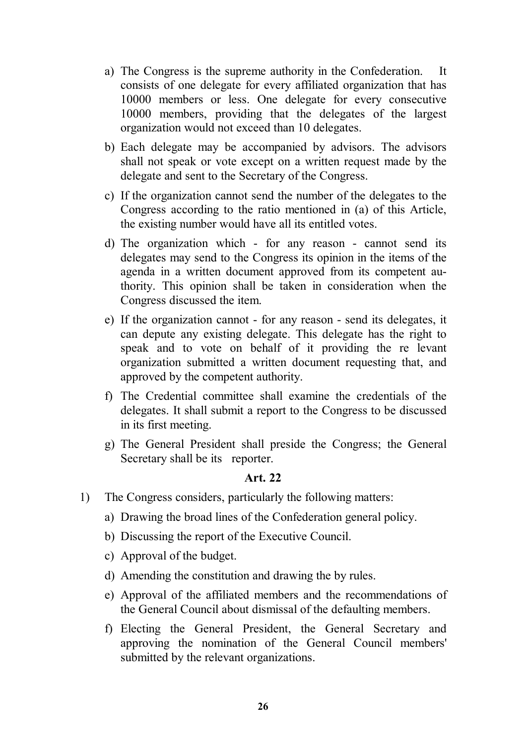a) The Congress is the supreme authority in the Confederation. It consists of one delegate for every affiliated organization that has 10000 members or less. One delegate for every consecutive 10000 members, providing that the delegates of the largest organization would not exceed than 10 delegates.

b) Each delegate may be accompanied by advisors. The advisors shall not speak or vote except on a written request made by the delegate and sent to the Secretary of the Congress.

c) If the organization cannot send the number of the delegates to the Congress according to the ratio mentioned in (a) of this Article, the existing number would have all its entitled votes.

d) The organization which - for any reason - cannot send its delegates may send to the Congress its opinion in the items of the agenda in a written document approved from its competent authority. This opinion shall be taken in consideration when the Congress discussed the item.

e) If the organization cannot - for any reason - send its delegates, it can depute any existing delegate. This delegate has the right to speak and to vote on behalf of it providing the re levant organization submitted a written document requesting that, and approved by the competent authority.

f) The Credential committee shall examine the credentials of the delegates. It shall submit a report to the Congress to be discussed in its first meeting.

g) The General President shall preside the Congress; the General Secretary shall be its reporter.

### Art. 22

1) The Congress considers, particularly the following matters:

   a) Drawing the broad lines of the Confederation general policy.

   b) Discussing the report of the Executive Council.

   c) Approval of the budget.

   d) Amending the constitution and drawing the by rules.

   e) Approval of the affiliated members and the recommendations of the General Council about dismissal of the defaulting members.

   f) Electing the General President, the General Secretary and approving the nomination of the General Council members' submitted by the relevant organizations.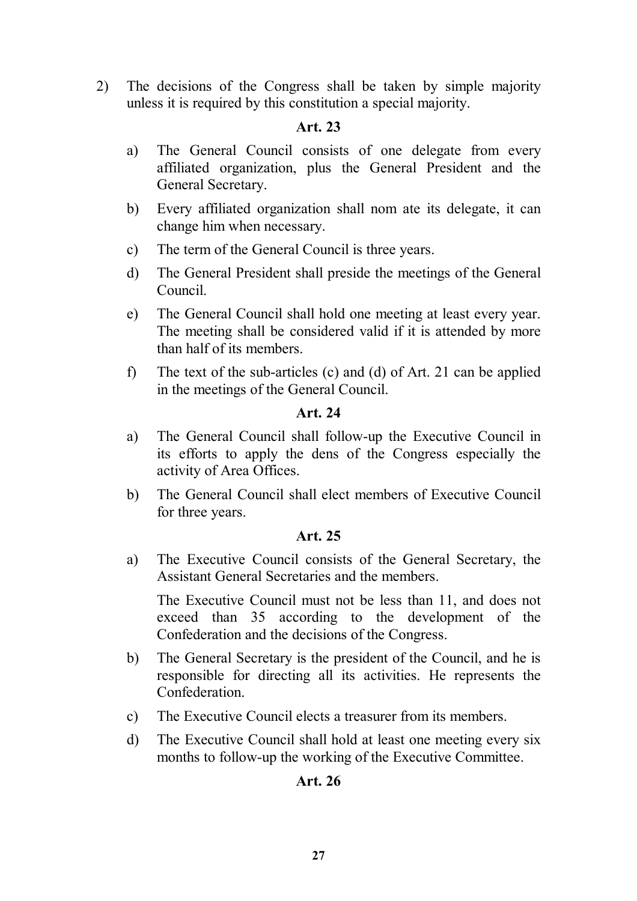2) The decisions of the Congress shall be taken by simple majority unless it is required by this constitution a special majority.

### Art. 23

a) The General Council consists of one delegate from every affiliated organization, plus the General President and the General Secretary.

b) Every affiliated organization shall nom ate its delegate, it can change him when necessary.

c) The term of the General Council is three years.

d) The General President shall preside the meetings of the General Council.

e) The General Council shall hold one meeting at least every year. The meeting shall be considered valid if it is attended by more than half of its members.

f) The text of the sub-articles (c) and (d) of Art. 21 can be applied in the meetings of the General Council.

### Art. 24

a) The General Council shall follow-up the Executive Council in its efforts to apply the dens of the Congress especially the activity of Area Offices.

b) The General Council shall elect members of Executive Council for three years.

### Art. 25

a) The Executive Council consists of the General Secretary, the Assistant General Secretaries and the members.

   The Executive Council must not be less than 11, and does not exceed than 35 according to the development of the Confederation and the decisions of the Congress.

b) The General Secretary is the president of the Council, and he is responsible for directing all its activities. He represents the Confederation.

c) The Executive Council elects a treasurer from its members.

d) The Executive Council shall hold at least one meeting every six months to follow-up the working of the Executive Committee.

### Art. 26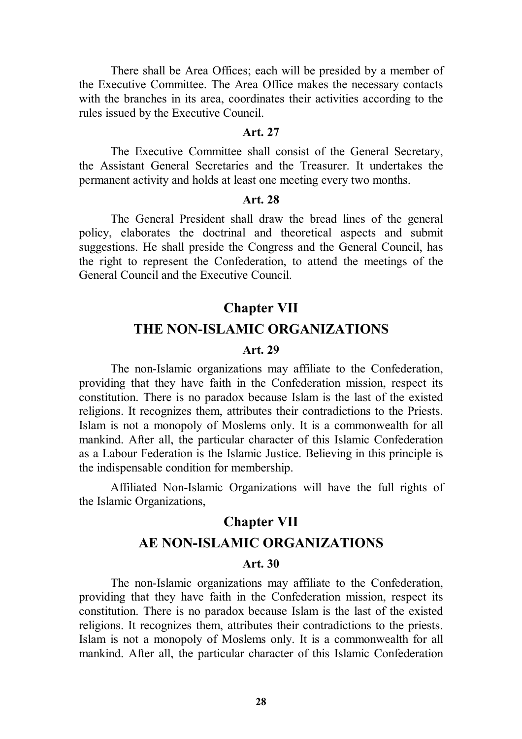There shall be Area Offices; each will be presided by a member of the Executive Committee. The Area Office makes the necessary contacts with the branches in its area, coordinates their activities according to the rules issued by the Executive Council.

**Art. 27**

The Executive Committee shall consist of the General Secretary, the Assistant General Secretaries and the Treasurer. It undertakes the permanent activity and holds at least one meeting every two months.

**Art. 28**

The General President shall draw the bread lines of the general policy, elaborates the doctrinal and theoretical aspects and submit suggestions. He shall preside the Congress and the General Council, has the right to represent the Confederation, to attend the meetings of the General Council and the Executive Council.

## Chapter VII

## THE NON-ISLAMIC ORGANIZATIONS

**Art. 29**

The non-Islamic organizations may affiliate to the Confederation, providing that they have faith in the Confederation mission, respect its constitution. There is no paradox because Islam is the last of the existed religions. It recognizes them, attributes their contradictions to the Priests. Islam is not a monopoly of Moslems only. It is a commonwealth for all mankind. After all, the particular character of this Islamic Confederation as a Labour Federation is the Islamic Justice. Believing in this principle is the indispensable condition for membership.

Affiliated Non-Islamic Organizations will have the full rights of the Islamic Organizations,

## Chapter VII

## AE NON-ISLAMIC ORGANIZATIONS

**Art. 30**

The non-Islamic organizations may affiliate to the Confederation, providing that they have faith in the Confederation mission, respect its constitution. There is no paradox because Islam is the last of the existed religions. It recognizes them, attributes their contradictions to the priests. Islam is not a monopoly of Moslems only. It is a commonwealth for all mankind. After all, the particular character of this Islamic Confederation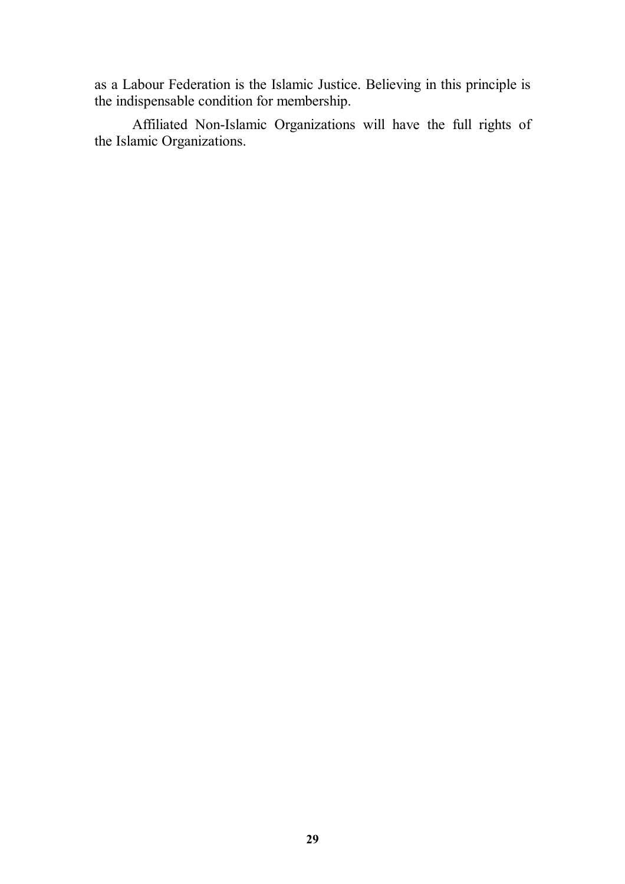as a Labour Federation is the Islamic Justice. Believing in this principle is the indispensable condition for membership.

Affiliated Non-Islamic Organizations will have the full rights of the Islamic Organizations.